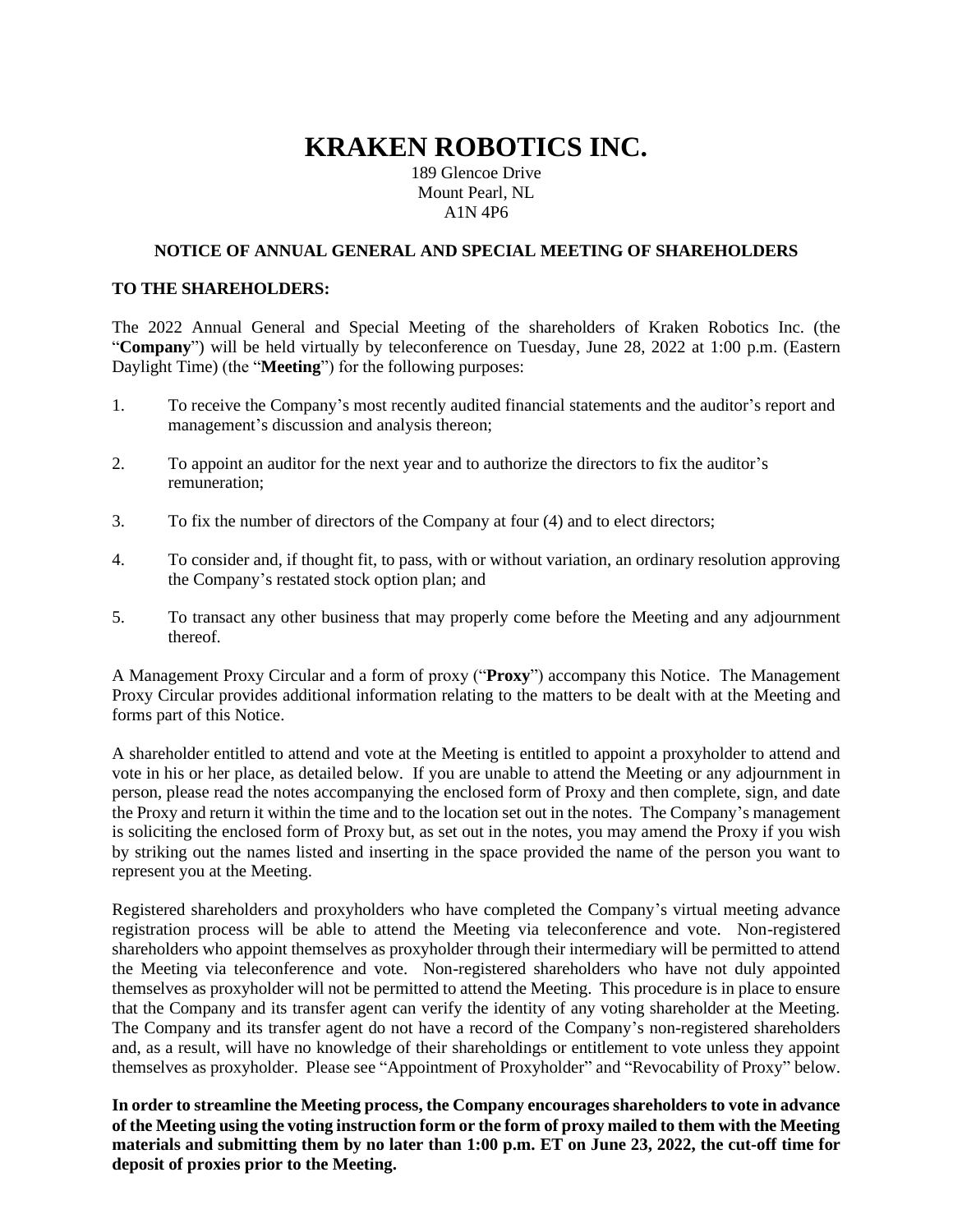# KRAKEN ROBOTICS INC.

189 Glencoe Drive
Mount Pearl, NL
A1N 4P6

## NOTICE OF ANNUAL GENERAL AND SPECIAL MEETING OF SHAREHOLDERS

**TO THE SHAREHOLDERS:**

The 2022 Annual General and Special Meeting of the shareholders of Kraken Robotics Inc. (the "**Company**") will be held virtually by teleconference on Tuesday, June 28, 2022 at 1:00 p.m. (Eastern Daylight Time) (the "**Meeting**") for the following purposes:

1. To receive the Company's most recently audited financial statements and the auditor's report and management's discussion and analysis thereon;
2. To appoint an auditor for the next year and to authorize the directors to fix the auditor's remuneration;
3. To fix the number of directors of the Company at four (4) and to elect directors;
4. To consider and, if thought fit, to pass, with or without variation, an ordinary resolution approving the Company's restated stock option plan; and
5. To transact any other business that may properly come before the Meeting and any adjournment thereof.

A Management Proxy Circular and a form of proxy ("**Proxy**") accompany this Notice. The Management Proxy Circular provides additional information relating to the matters to be dealt with at the Meeting and forms part of this Notice.

A shareholder entitled to attend and vote at the Meeting is entitled to appoint a proxyholder to attend and vote in his or her place, as detailed below. If you are unable to attend the Meeting or any adjournment in person, please read the notes accompanying the enclosed form of Proxy and then complete, sign, and date the Proxy and return it within the time and to the location set out in the notes. The Company's management is soliciting the enclosed form of Proxy but, as set out in the notes, you may amend the Proxy if you wish by striking out the names listed and inserting in the space provided the name of the person you want to represent you at the Meeting.

Registered shareholders and proxyholders who have completed the Company's virtual meeting advance registration process will be able to attend the Meeting via teleconference and vote. Non-registered shareholders who appoint themselves as proxyholder through their intermediary will be permitted to attend the Meeting via teleconference and vote. Non-registered shareholders who have not duly appointed themselves as proxyholder will not be permitted to attend the Meeting. This procedure is in place to ensure that the Company and its transfer agent can verify the identity of any voting shareholder at the Meeting. The Company and its transfer agent do not have a record of the Company's non-registered shareholders and, as a result, will have no knowledge of their shareholdings or entitlement to vote unless they appoint themselves as proxyholder. Please see "Appointment of Proxyholder" and "Revocability of Proxy" below.

**In order to streamline the Meeting process, the Company encourages shareholders to vote in advance of the Meeting using the voting instruction form or the form of proxy mailed to them with the Meeting materials and submitting them by no later than 1:00 p.m. ET on June 23, 2022, the cut-off time for deposit of proxies prior to the Meeting.**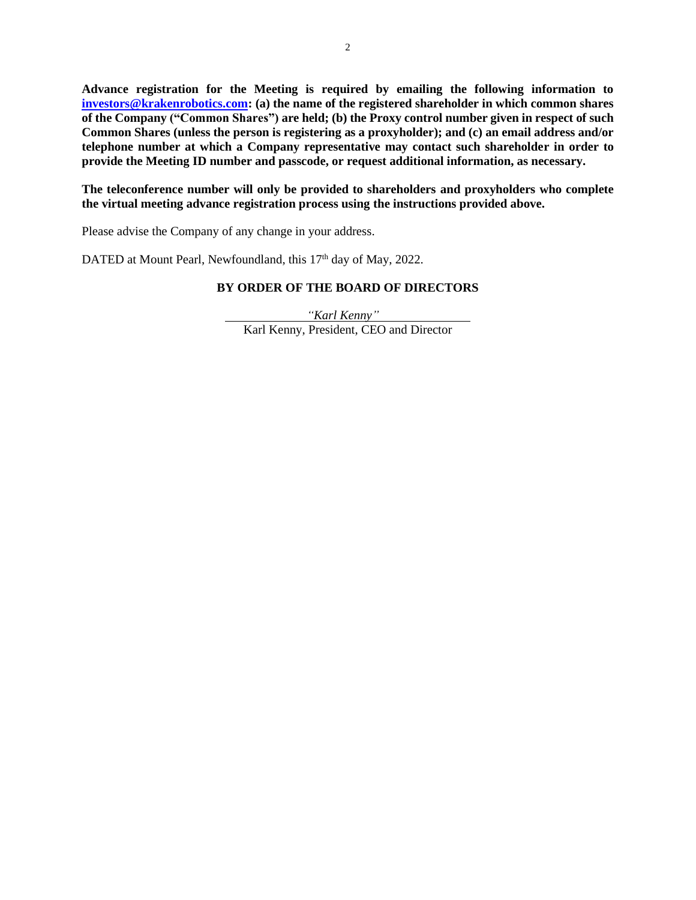**Advance registration for the Meeting is required by emailing the following information to [investors@krakenrobotics.com](mailto:investors@krakenrobotics.com): (a) the name of the registered shareholder in which common shares of the Company ("Common Shares") are held; (b) the Proxy control number given in respect of such Common Shares (unless the person is registering as a proxyholder); and (c) an email address and/or telephone number at which a Company representative may contact such shareholder in order to provide the Meeting ID number and passcode, or request additional information, as necessary.**

**The teleconference number will only be provided to shareholders and proxyholders who complete the virtual meeting advance registration process using the instructions provided above.**

Please advise the Company of any change in your address.

DATED at Mount Pearl, Newfoundland, this 17th day of May, 2022.

**BY ORDER OF THE BOARD OF DIRECTORS**

*"Karl Kenny"*

Karl Kenny, President, CEO and Director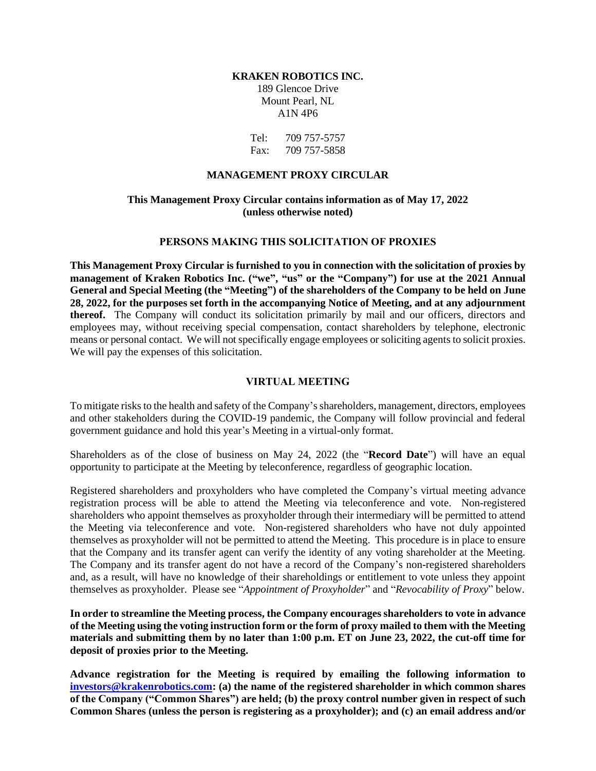**KRAKEN ROBOTICS INC.**
189 Glencoe Drive
Mount Pearl, NL
A1N 4P6

Tel: 709 757-5757
Fax: 709 757-5858

## MANAGEMENT PROXY CIRCULAR

### This Management Proxy Circular contains information as of May 17, 2022 (unless otherwise noted)

## PERSONS MAKING THIS SOLICITATION OF PROXIES

**This Management Proxy Circular is furnished to you in connection with the solicitation of proxies by management of Kraken Robotics Inc. ("we", "us" or the "Company") for use at the 2021 Annual General and Special Meeting (the "Meeting") of the shareholders of the Company to be held on June 28, 2022, for the purposes set forth in the accompanying Notice of Meeting, and at any adjournment thereof.** The Company will conduct its solicitation primarily by mail and our officers, directors and employees may, without receiving special compensation, contact shareholders by telephone, electronic means or personal contact. We will not specifically engage employees or soliciting agents to solicit proxies. We will pay the expenses of this solicitation.

## VIRTUAL MEETING

To mitigate risks to the health and safety of the Company's shareholders, management, directors, employees and other stakeholders during the COVID-19 pandemic, the Company will follow provincial and federal government guidance and hold this year's Meeting in a virtual-only format.

Shareholders as of the close of business on May 24, 2022 (the "**Record Date**") will have an equal opportunity to participate at the Meeting by teleconference, regardless of geographic location.

Registered shareholders and proxyholders who have completed the Company's virtual meeting advance registration process will be able to attend the Meeting via teleconference and vote. Non-registered shareholders who appoint themselves as proxyholder through their intermediary will be permitted to attend the Meeting via teleconference and vote. Non-registered shareholders who have not duly appointed themselves as proxyholder will not be permitted to attend the Meeting. This procedure is in place to ensure that the Company and its transfer agent can verify the identity of any voting shareholder at the Meeting. The Company and its transfer agent do not have a record of the Company's non-registered shareholders and, as a result, will have no knowledge of their shareholdings or entitlement to vote unless they appoint themselves as proxyholder. Please see "*Appointment of Proxyholder*" and "*Revocability of Proxy*" below.

**In order to streamline the Meeting process, the Company encourages shareholders to vote in advance of the Meeting using the voting instruction form or the form of proxy mailed to them with the Meeting materials and submitting them by no later than 1:00 p.m. ET on June 23, 2022, the cut-off time for deposit of proxies prior to the Meeting.**

**Advance registration for the Meeting is required by emailing the following information to [investors@krakenrobotics.com](mailto:investors@krakenrobotics.com): (a) the name of the registered shareholder in which common shares of the Company ("Common Shares") are held; (b) the proxy control number given in respect of such Common Shares (unless the person is registering as a proxyholder); and (c) an email address and/or**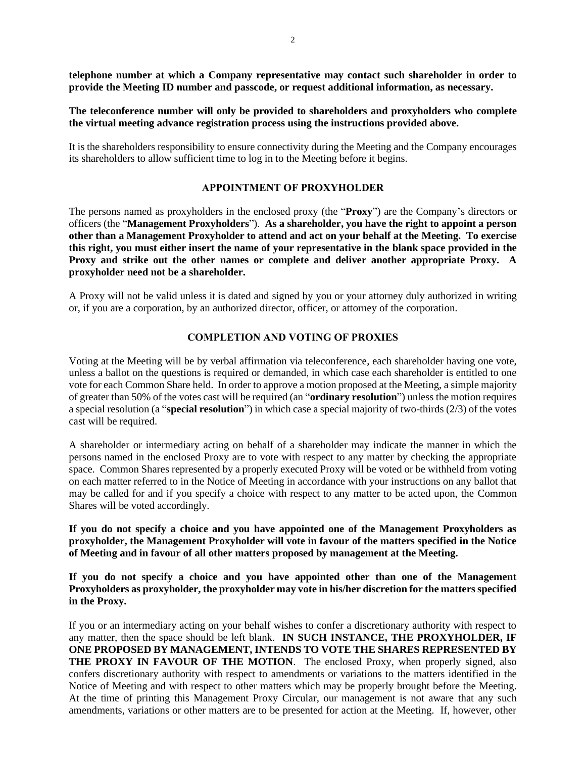**telephone number at which a Company representative may contact such shareholder in order to provide the Meeting ID number and passcode, or request additional information, as necessary.**

**The teleconference number will only be provided to shareholders and proxyholders who complete the virtual meeting advance registration process using the instructions provided above.**

It is the shareholders responsibility to ensure connectivity during the Meeting and the Company encourages its shareholders to allow sufficient time to log in to the Meeting before it begins.

## APPOINTMENT OF PROXYHOLDER

The persons named as proxyholders in the enclosed proxy (the "**Proxy**") are the Company's directors or officers (the "**Management Proxyholders**"). **As a shareholder, you have the right to appoint a person other than a Management Proxyholder to attend and act on your behalf at the Meeting. To exercise this right, you must either insert the name of your representative in the blank space provided in the Proxy and strike out the other names or complete and deliver another appropriate Proxy. A proxyholder need not be a shareholder.**

A Proxy will not be valid unless it is dated and signed by you or your attorney duly authorized in writing or, if you are a corporation, by an authorized director, officer, or attorney of the corporation.

## COMPLETION AND VOTING OF PROXIES

Voting at the Meeting will be by verbal affirmation via teleconference, each shareholder having one vote, unless a ballot on the questions is required or demanded, in which case each shareholder is entitled to one vote for each Common Share held. In order to approve a motion proposed at the Meeting, a simple majority of greater than 50% of the votes cast will be required (an "**ordinary resolution**") unless the motion requires a special resolution (a "**special resolution**") in which case a special majority of two-thirds (2/3) of the votes cast will be required.

A shareholder or intermediary acting on behalf of a shareholder may indicate the manner in which the persons named in the enclosed Proxy are to vote with respect to any matter by checking the appropriate space. Common Shares represented by a properly executed Proxy will be voted or be withheld from voting on each matter referred to in the Notice of Meeting in accordance with your instructions on any ballot that may be called for and if you specify a choice with respect to any matter to be acted upon, the Common Shares will be voted accordingly.

**If you do not specify a choice and you have appointed one of the Management Proxyholders as proxyholder, the Management Proxyholder will vote in favour of the matters specified in the Notice of Meeting and in favour of all other matters proposed by management at the Meeting.**

**If you do not specify a choice and you have appointed other than one of the Management Proxyholders as proxyholder, the proxyholder may vote in his/her discretion for the matters specified in the Proxy.**

If you or an intermediary acting on your behalf wishes to confer a discretionary authority with respect to any matter, then the space should be left blank. **IN SUCH INSTANCE, THE PROXYHOLDER, IF ONE PROPOSED BY MANAGEMENT, INTENDS TO VOTE THE SHARES REPRESENTED BY THE PROXY IN FAVOUR OF THE MOTION**. The enclosed Proxy, when properly signed, also confers discretionary authority with respect to amendments or variations to the matters identified in the Notice of Meeting and with respect to other matters which may be properly brought before the Meeting. At the time of printing this Management Proxy Circular, our management is not aware that any such amendments, variations or other matters are to be presented for action at the Meeting. If, however, other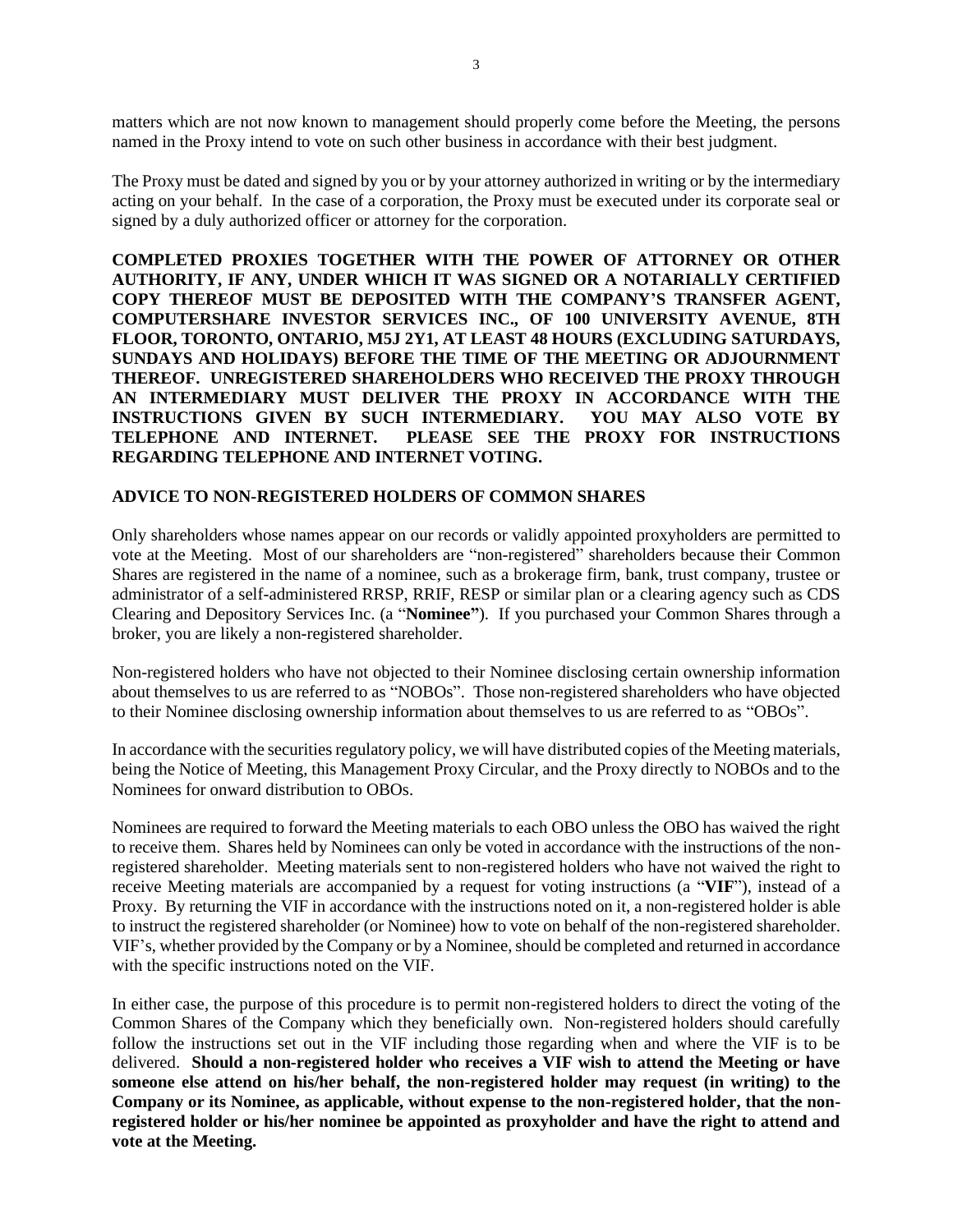matters which are not now known to management should properly come before the Meeting, the persons named in the Proxy intend to vote on such other business in accordance with their best judgment.

The Proxy must be dated and signed by you or by your attorney authorized in writing or by the intermediary acting on your behalf. In the case of a corporation, the Proxy must be executed under its corporate seal or signed by a duly authorized officer or attorney for the corporation.

**COMPLETED PROXIES TOGETHER WITH THE POWER OF ATTORNEY OR OTHER AUTHORITY, IF ANY, UNDER WHICH IT WAS SIGNED OR A NOTARIALLY CERTIFIED COPY THEREOF MUST BE DEPOSITED WITH THE COMPANY'S TRANSFER AGENT, COMPUTERSHARE INVESTOR SERVICES INC., OF 100 UNIVERSITY AVENUE, 8TH FLOOR, TORONTO, ONTARIO, M5J 2Y1, AT LEAST 48 HOURS (EXCLUDING SATURDAYS, SUNDAYS AND HOLIDAYS) BEFORE THE TIME OF THE MEETING OR ADJOURNMENT THEREOF. UNREGISTERED SHAREHOLDERS WHO RECEIVED THE PROXY THROUGH AN INTERMEDIARY MUST DELIVER THE PROXY IN ACCORDANCE WITH THE INSTRUCTIONS GIVEN BY SUCH INTERMEDIARY. YOU MAY ALSO VOTE BY TELEPHONE AND INTERNET. PLEASE SEE THE PROXY FOR INSTRUCTIONS REGARDING TELEPHONE AND INTERNET VOTING.**

## ADVICE TO NON-REGISTERED HOLDERS OF COMMON SHARES

Only shareholders whose names appear on our records or validly appointed proxyholders are permitted to vote at the Meeting. Most of our shareholders are "non-registered" shareholders because their Common Shares are registered in the name of a nominee, such as a brokerage firm, bank, trust company, trustee or administrator of a self-administered RRSP, RRIF, RESP or similar plan or a clearing agency such as CDS Clearing and Depository Services Inc. (a "**Nominee"**). If you purchased your Common Shares through a broker, you are likely a non-registered shareholder.

Non-registered holders who have not objected to their Nominee disclosing certain ownership information about themselves to us are referred to as "NOBOs". Those non-registered shareholders who have objected to their Nominee disclosing ownership information about themselves to us are referred to as "OBOs".

In accordance with the securities regulatory policy, we will have distributed copies of the Meeting materials, being the Notice of Meeting, this Management Proxy Circular, and the Proxy directly to NOBOs and to the Nominees for onward distribution to OBOs.

Nominees are required to forward the Meeting materials to each OBO unless the OBO has waived the right to receive them. Shares held by Nominees can only be voted in accordance with the instructions of the non-registered shareholder. Meeting materials sent to non-registered holders who have not waived the right to receive Meeting materials are accompanied by a request for voting instructions (a "**VIF**"), instead of a Proxy. By returning the VIF in accordance with the instructions noted on it, a non-registered holder is able to instruct the registered shareholder (or Nominee) how to vote on behalf of the non-registered shareholder. VIF's, whether provided by the Company or by a Nominee, should be completed and returned in accordance with the specific instructions noted on the VIF.

In either case, the purpose of this procedure is to permit non-registered holders to direct the voting of the Common Shares of the Company which they beneficially own. Non-registered holders should carefully follow the instructions set out in the VIF including those regarding when and where the VIF is to be delivered. **Should a non-registered holder who receives a VIF wish to attend the Meeting or have someone else attend on his/her behalf, the non-registered holder may request (in writing) to the Company or its Nominee, as applicable, without expense to the non-registered holder, that the non-registered holder or his/her nominee be appointed as proxyholder and have the right to attend and vote at the Meeting.**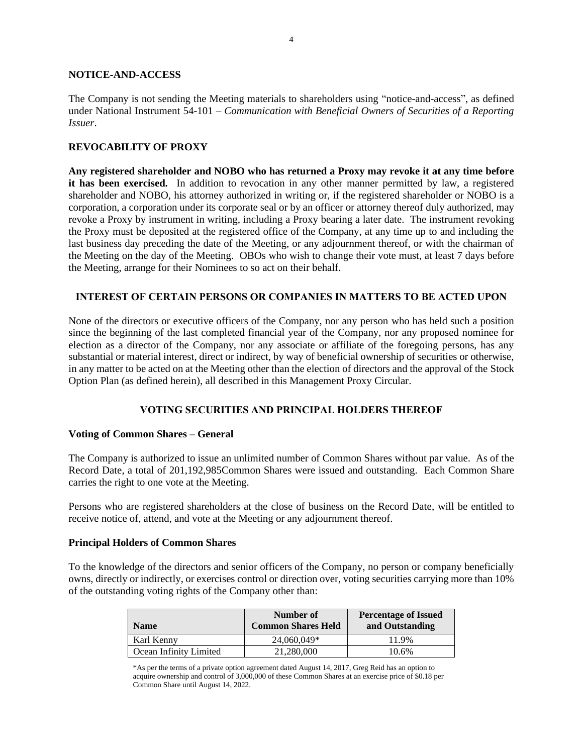## NOTICE-AND-ACCESS

The Company is not sending the Meeting materials to shareholders using "notice-and-access", as defined under National Instrument 54-101 – *Communication with Beneficial Owners of Securities of a Reporting Issuer*.

## REVOCABILITY OF PROXY

**Any registered shareholder and NOBO who has returned a Proxy may revoke it at any time before it has been exercised.** In addition to revocation in any other manner permitted by law, a registered shareholder and NOBO, his attorney authorized in writing or, if the registered shareholder or NOBO is a corporation, a corporation under its corporate seal or by an officer or attorney thereof duly authorized, may revoke a Proxy by instrument in writing, including a Proxy bearing a later date. The instrument revoking the Proxy must be deposited at the registered office of the Company, at any time up to and including the last business day preceding the date of the Meeting, or any adjournment thereof, or with the chairman of the Meeting on the day of the Meeting. OBOs who wish to change their vote must, at least 7 days before the Meeting, arrange for their Nominees to so act on their behalf.

## INTEREST OF CERTAIN PERSONS OR COMPANIES IN MATTERS TO BE ACTED UPON

None of the directors or executive officers of the Company, nor any person who has held such a position since the beginning of the last completed financial year of the Company, nor any proposed nominee for election as a director of the Company, nor any associate or affiliate of the foregoing persons, has any substantial or material interest, direct or indirect, by way of beneficial ownership of securities or otherwise, in any matter to be acted on at the Meeting other than the election of directors and the approval of the Stock Option Plan (as defined herein), all described in this Management Proxy Circular.

## VOTING SECURITIES AND PRINCIPAL HOLDERS THEREOF

### Voting of Common Shares – General

The Company is authorized to issue an unlimited number of Common Shares without par value. As of the Record Date, a total of 201,192,985Common Shares were issued and outstanding. Each Common Share carries the right to one vote at the Meeting.

Persons who are registered shareholders at the close of business on the Record Date, will be entitled to receive notice of, attend, and vote at the Meeting or any adjournment thereof.

### Principal Holders of Common Shares

To the knowledge of the directors and senior officers of the Company, no person or company beneficially owns, directly or indirectly, or exercises control or direction over, voting securities carrying more than 10% of the outstanding voting rights of the Company other than:

| Name | Number of Common Shares Held | Percentage of Issued and Outstanding |
|---|---|---|
| Karl Kenny | 24,060,049* | 11.9% |
| Ocean Infinity Limited | 21,280,000 | 10.6% |

*As per the terms of a private option agreement dated August 14, 2017, Greg Reid has an option to acquire ownership and control of 3,000,000 of these Common Shares at an exercise price of $0.18 per Common Share until August 14, 2022.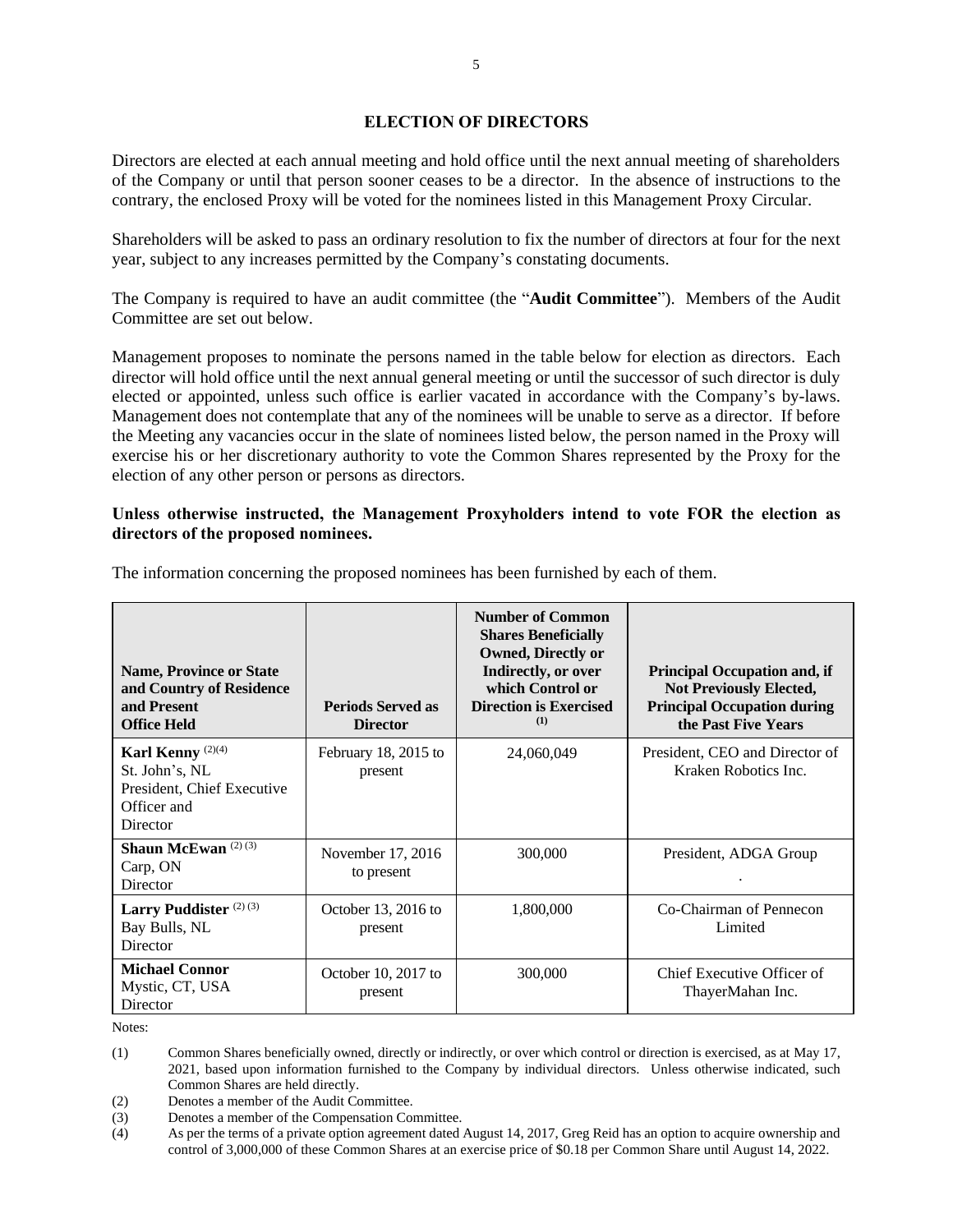## ELECTION OF DIRECTORS

Directors are elected at each annual meeting and hold office until the next annual meeting of shareholders of the Company or until that person sooner ceases to be a director. In the absence of instructions to the contrary, the enclosed Proxy will be voted for the nominees listed in this Management Proxy Circular.

Shareholders will be asked to pass an ordinary resolution to fix the number of directors at four for the next year, subject to any increases permitted by the Company's constating documents.

The Company is required to have an audit committee (the "**Audit Committee**"). Members of the Audit Committee are set out below.

Management proposes to nominate the persons named in the table below for election as directors. Each director will hold office until the next annual general meeting or until the successor of such director is duly elected or appointed, unless such office is earlier vacated in accordance with the Company's by-laws. Management does not contemplate that any of the nominees will be unable to serve as a director. If before the Meeting any vacancies occur in the slate of nominees listed below, the person named in the Proxy will exercise his or her discretionary authority to vote the Common Shares represented by the Proxy for the election of any other person or persons as directors.

**Unless otherwise instructed, the Management Proxyholders intend to vote FOR the election as directors of the proposed nominees.**

The information concerning the proposed nominees has been furnished by each of them.

| Name, Province or State and Country of Residence and Present Office Held | Periods Served as Director | Number of Common Shares Beneficially Owned, Directly or Indirectly, or over which Control or Direction is Exercised (1) | Principal Occupation and, if Not Previously Elected, Principal Occupation during the Past Five Years |
|---|---|---|---|
| **Karl Kenny** (2)(4)<br>St. John's, NL<br>President, Chief Executive Officer and Director | February 18, 2015 to present | 24,060,049 | President, CEO and Director of Kraken Robotics Inc. |
| **Shaun McEwan** (2) (3)<br>Carp, ON<br>Director | November 17, 2016 to present | 300,000 | President, ADGA Group<br>. |
| **Larry Puddister** (2) (3)<br>Bay Bulls, NL<br>Director | October 13, 2016 to present | 1,800,000 | Co-Chairman of Pennecon Limited |
| **Michael Connor**<br>Mystic, CT, USA<br>Director | October 10, 2017 to present | 300,000 | Chief Executive Officer of ThayerMahan Inc. |

Notes:

(1) Common Shares beneficially owned, directly or indirectly, or over which control or direction is exercised, as at May 17, 2021, based upon information furnished to the Company by individual directors. Unless otherwise indicated, such Common Shares are held directly.

(2) Denotes a member of the Audit Committee.

(3) Denotes a member of the Compensation Committee.

(4) As per the terms of a private option agreement dated August 14, 2017, Greg Reid has an option to acquire ownership and control of 3,000,000 of these Common Shares at an exercise price of $0.18 per Common Share until August 14, 2022.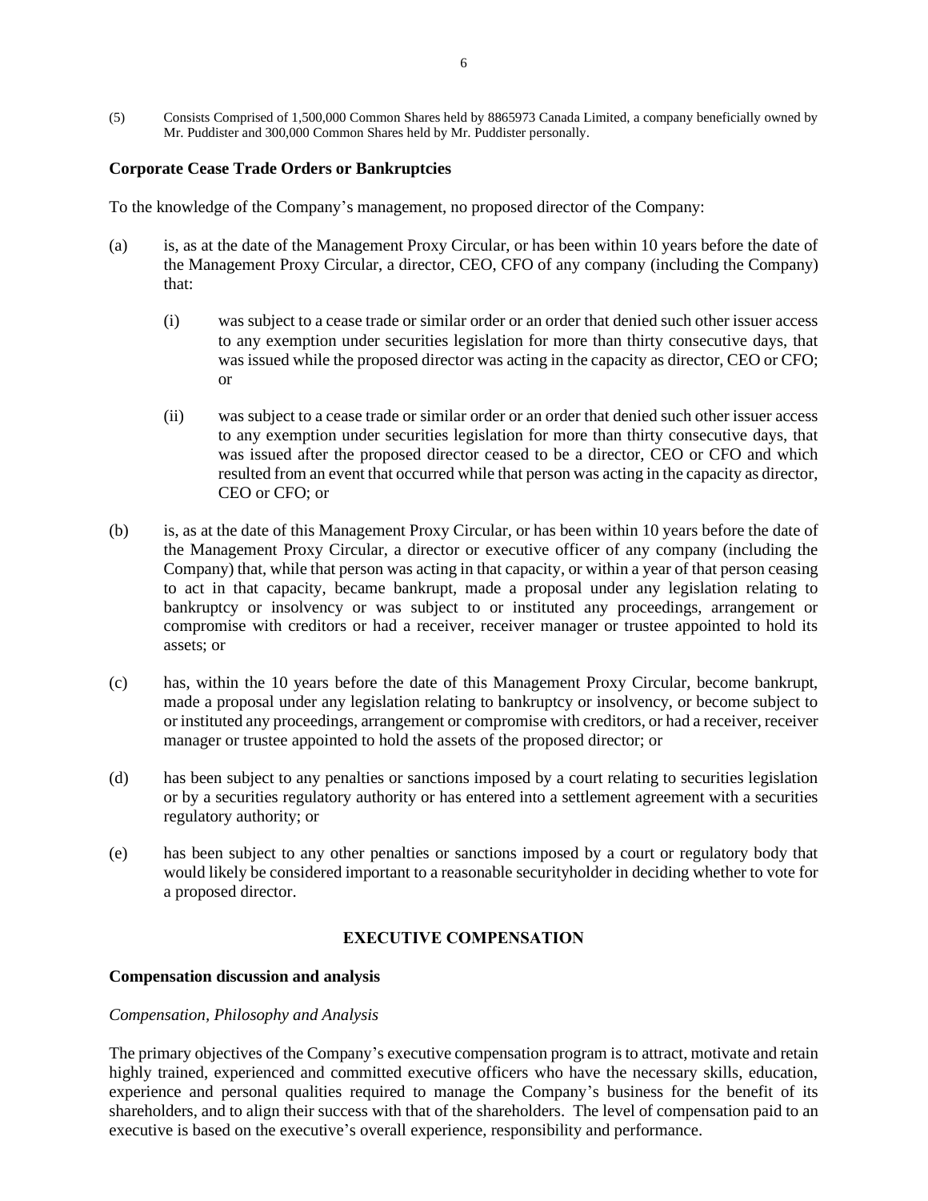(5) Consists Comprised of 1,500,000 Common Shares held by 8865973 Canada Limited, a company beneficially owned by Mr. Puddister and 300,000 Common Shares held by Mr. Puddister personally.

### Corporate Cease Trade Orders or Bankruptcies

To the knowledge of the Company's management, no proposed director of the Company:

(a) is, as at the date of the Management Proxy Circular, or has been within 10 years before the date of the Management Proxy Circular, a director, CEO, CFO of any company (including the Company) that:

  (i) was subject to a cease trade or similar order or an order that denied such other issuer access to any exemption under securities legislation for more than thirty consecutive days, that was issued while the proposed director was acting in the capacity as director, CEO or CFO; or

  (ii) was subject to a cease trade or similar order or an order that denied such other issuer access to any exemption under securities legislation for more than thirty consecutive days, that was issued after the proposed director ceased to be a director, CEO or CFO and which resulted from an event that occurred while that person was acting in the capacity as director, CEO or CFO; or

(b) is, as at the date of this Management Proxy Circular, or has been within 10 years before the date of the Management Proxy Circular, a director or executive officer of any company (including the Company) that, while that person was acting in that capacity, or within a year of that person ceasing to act in that capacity, became bankrupt, made a proposal under any legislation relating to bankruptcy or insolvency or was subject to or instituted any proceedings, arrangement or compromise with creditors or had a receiver, receiver manager or trustee appointed to hold its assets; or

(c) has, within the 10 years before the date of this Management Proxy Circular, become bankrupt, made a proposal under any legislation relating to bankruptcy or insolvency, or become subject to or instituted any proceedings, arrangement or compromise with creditors, or had a receiver, receiver manager or trustee appointed to hold the assets of the proposed director; or

(d) has been subject to any penalties or sanctions imposed by a court relating to securities legislation or by a securities regulatory authority or has entered into a settlement agreement with a securities regulatory authority; or

(e) has been subject to any other penalties or sanctions imposed by a court or regulatory body that would likely be considered important to a reasonable securityholder in deciding whether to vote for a proposed director.

## EXECUTIVE COMPENSATION

### Compensation discussion and analysis

*Compensation, Philosophy and Analysis*

The primary objectives of the Company's executive compensation program is to attract, motivate and retain highly trained, experienced and committed executive officers who have the necessary skills, education, experience and personal qualities required to manage the Company's business for the benefit of its shareholders, and to align their success with that of the shareholders. The level of compensation paid to an executive is based on the executive's overall experience, responsibility and performance.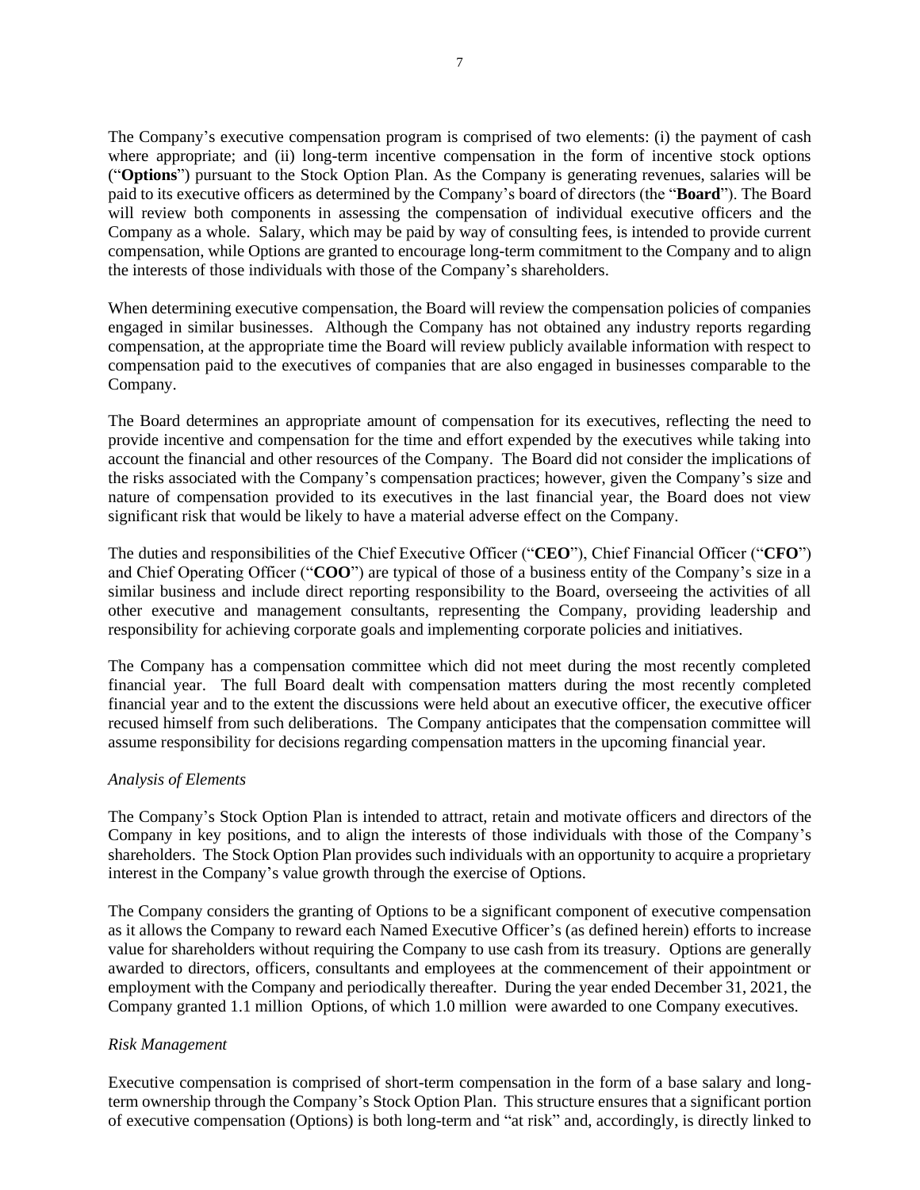The Company's executive compensation program is comprised of two elements: (i) the payment of cash where appropriate; and (ii) long-term incentive compensation in the form of incentive stock options ("**Options**") pursuant to the Stock Option Plan. As the Company is generating revenues, salaries will be paid to its executive officers as determined by the Company's board of directors (the "**Board**"). The Board will review both components in assessing the compensation of individual executive officers and the Company as a whole. Salary, which may be paid by way of consulting fees, is intended to provide current compensation, while Options are granted to encourage long-term commitment to the Company and to align the interests of those individuals with those of the Company's shareholders.

When determining executive compensation, the Board will review the compensation policies of companies engaged in similar businesses. Although the Company has not obtained any industry reports regarding compensation, at the appropriate time the Board will review publicly available information with respect to compensation paid to the executives of companies that are also engaged in businesses comparable to the Company.

The Board determines an appropriate amount of compensation for its executives, reflecting the need to provide incentive and compensation for the time and effort expended by the executives while taking into account the financial and other resources of the Company. The Board did not consider the implications of the risks associated with the Company's compensation practices; however, given the Company's size and nature of compensation provided to its executives in the last financial year, the Board does not view significant risk that would be likely to have a material adverse effect on the Company.

The duties and responsibilities of the Chief Executive Officer ("**CEO**"), Chief Financial Officer ("**CFO**") and Chief Operating Officer ("**COO**") are typical of those of a business entity of the Company's size in a similar business and include direct reporting responsibility to the Board, overseeing the activities of all other executive and management consultants, representing the Company, providing leadership and responsibility for achieving corporate goals and implementing corporate policies and initiatives.

The Company has a compensation committee which did not meet during the most recently completed financial year. The full Board dealt with compensation matters during the most recently completed financial year and to the extent the discussions were held about an executive officer, the executive officer recused himself from such deliberations. The Company anticipates that the compensation committee will assume responsibility for decisions regarding compensation matters in the upcoming financial year.

*Analysis of Elements*

The Company's Stock Option Plan is intended to attract, retain and motivate officers and directors of the Company in key positions, and to align the interests of those individuals with those of the Company's shareholders. The Stock Option Plan provides such individuals with an opportunity to acquire a proprietary interest in the Company's value growth through the exercise of Options.

The Company considers the granting of Options to be a significant component of executive compensation as it allows the Company to reward each Named Executive Officer's (as defined herein) efforts to increase value for shareholders without requiring the Company to use cash from its treasury. Options are generally awarded to directors, officers, consultants and employees at the commencement of their appointment or employment with the Company and periodically thereafter. During the year ended December 31, 2021, the Company granted 1.1 million Options, of which 1.0 million were awarded to one Company executives.

*Risk Management*

Executive compensation is comprised of short-term compensation in the form of a base salary and long-term ownership through the Company's Stock Option Plan. This structure ensures that a significant portion of executive compensation (Options) is both long-term and "at risk" and, accordingly, is directly linked to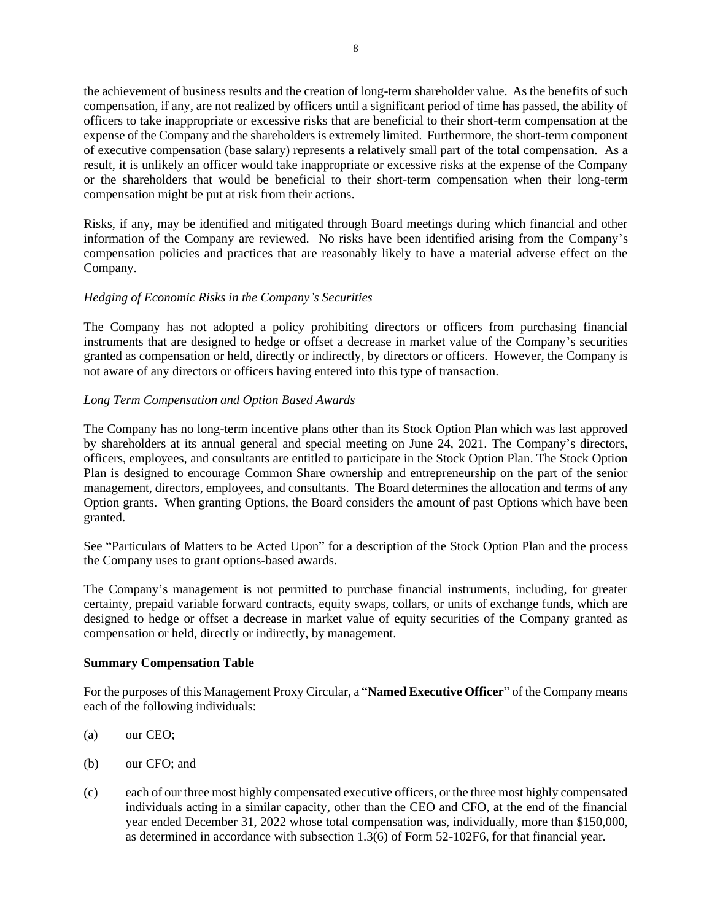the achievement of business results and the creation of long-term shareholder value. As the benefits of such compensation, if any, are not realized by officers until a significant period of time has passed, the ability of officers to take inappropriate or excessive risks that are beneficial to their short-term compensation at the expense of the Company and the shareholders is extremely limited. Furthermore, the short-term component of executive compensation (base salary) represents a relatively small part of the total compensation. As a result, it is unlikely an officer would take inappropriate or excessive risks at the expense of the Company or the shareholders that would be beneficial to their short-term compensation when their long-term compensation might be put at risk from their actions.

Risks, if any, may be identified and mitigated through Board meetings during which financial and other information of the Company are reviewed. No risks have been identified arising from the Company's compensation policies and practices that are reasonably likely to have a material adverse effect on the Company.

*Hedging of Economic Risks in the Company's Securities*

The Company has not adopted a policy prohibiting directors or officers from purchasing financial instruments that are designed to hedge or offset a decrease in market value of the Company's securities granted as compensation or held, directly or indirectly, by directors or officers. However, the Company is not aware of any directors or officers having entered into this type of transaction.

*Long Term Compensation and Option Based Awards*

The Company has no long-term incentive plans other than its Stock Option Plan which was last approved by shareholders at its annual general and special meeting on June 24, 2021. The Company's directors, officers, employees, and consultants are entitled to participate in the Stock Option Plan. The Stock Option Plan is designed to encourage Common Share ownership and entrepreneurship on the part of the senior management, directors, employees, and consultants. The Board determines the allocation and terms of any Option grants. When granting Options, the Board considers the amount of past Options which have been granted.

See "Particulars of Matters to be Acted Upon" for a description of the Stock Option Plan and the process the Company uses to grant options-based awards.

The Company's management is not permitted to purchase financial instruments, including, for greater certainty, prepaid variable forward contracts, equity swaps, collars, or units of exchange funds, which are designed to hedge or offset a decrease in market value of equity securities of the Company granted as compensation or held, directly or indirectly, by management.

**Summary Compensation Table**

For the purposes of this Management Proxy Circular, a "**Named Executive Officer**" of the Company means each of the following individuals:

(a) our CEO;

(b) our CFO; and

(c) each of our three most highly compensated executive officers, or the three most highly compensated individuals acting in a similar capacity, other than the CEO and CFO, at the end of the financial year ended December 31, 2022 whose total compensation was, individually, more than $150,000, as determined in accordance with subsection 1.3(6) of Form 52-102F6, for that financial year.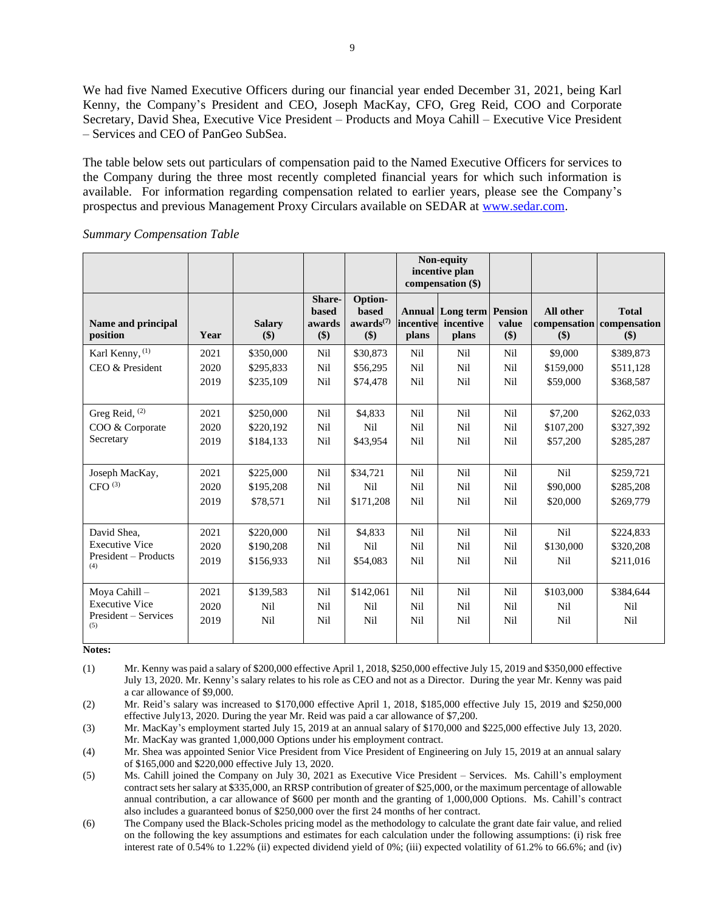We had five Named Executive Officers during our financial year ended December 31, 2021, being Karl Kenny, the Company's President and CEO, Joseph MacKay, CFO, Greg Reid, COO and Corporate Secretary, David Shea, Executive Vice President – Products and Moya Cahill – Executive Vice President – Services and CEO of PanGeo SubSea.

The table below sets out particulars of compensation paid to the Named Executive Officers for services to the Company during the three most recently completed financial years for which such information is available. For information regarding compensation related to earlier years, please see the Company's prospectus and previous Management Proxy Circulars available on SEDAR at [www.sedar.com](www.sedar.com).

*Summary Compensation Table*

| | | | | | Non-equity incentive plan compensation ($) | | | | |
|---|---|---|---|---|---|---|---|---|---|
| **Name and principal position** | **Year** | **Salary ($)** | **Share-based awards ($)** | **Option-based awards[7] ($)** | **Annual incentive plans** | **Long term incentive plans** | **Pension value ($)** | **All other compensation ($)** | **Total compensation ($)** |
| Karl Kenny, [1] CEO & President | 2021 | $350,000 | Nil | $30,873 | Nil | Nil | Nil | $9,000 | $389,873 |
| | 2020 | $295,833 | Nil | $56,295 | Nil | Nil | Nil | $159,000 | $511,128 |
| | 2019 | $235,109 | Nil | $74,478 | Nil | Nil | Nil | $59,000 | $368,587 |
| Greg Reid, [2] COO & Corporate Secretary | 2021 | $250,000 | Nil | $4,833 | Nil | Nil | Nil | $7,200 | $262,033 |
| | 2020 | $220,192 | Nil | Nil | Nil | Nil | Nil | $107,200 | $327,392 |
| | 2019 | $184,133 | Nil | $43,954 | Nil | Nil | Nil | $57,200 | $285,287 |
| Joseph MacKay, CFO [3] | 2021 | $225,000 | Nil | $34,721 | Nil | Nil | Nil | Nil | $259,721 |
| | 2020 | $195,208 | Nil | Nil | Nil | Nil | Nil | $90,000 | $285,208 |
| | 2019 | $78,571 | Nil | $171,208 | Nil | Nil | Nil | $20,000 | $269,779 |
| David Shea, Executive Vice President – Products [4] | 2021 | $220,000 | Nil | $4,833 | Nil | Nil | Nil | Nil | $224,833 |
| | 2020 | $190,208 | Nil | Nil | Nil | Nil | Nil | $130,000 | $320,208 |
| | 2019 | $156,933 | Nil | $54,083 | Nil | Nil | Nil | Nil | $211,016 |
| Moya Cahill – Executive Vice President – Services [5] | 2021 | $139,583 | Nil | $142,061 | Nil | Nil | Nil | $103,000 | $384,644 |
| | 2020 | Nil | Nil | Nil | Nil | Nil | Nil | Nil | Nil |
| | 2019 | Nil | Nil | Nil | Nil | Nil | Nil | Nil | Nil |

**Notes:**

(1) Mr. Kenny was paid a salary of $200,000 effective April 1, 2018, $250,000 effective July 15, 2019 and $350,000 effective July 13, 2020. Mr. Kenny's salary relates to his role as CEO and not as a Director. During the year Mr. Kenny was paid a car allowance of $9,000.

(2) Mr. Reid's salary was increased to $170,000 effective April 1, 2018, $185,000 effective July 15, 2019 and $250,000 effective July13, 2020. During the year Mr. Reid was paid a car allowance of $7,200.

(3) Mr. MacKay's employment started July 15, 2019 at an annual salary of $170,000 and $225,000 effective July 13, 2020. Mr. MacKay was granted 1,000,000 Options under his employment contract.

(4) Mr. Shea was appointed Senior Vice President from Vice President of Engineering on July 15, 2019 at an annual salary of $165,000 and $220,000 effective July 13, 2020.

(5) Ms. Cahill joined the Company on July 30, 2021 as Executive Vice President – Services. Ms. Cahill's employment contract sets her salary at $335,000, an RRSP contribution of greater of $25,000, or the maximum percentage of allowable annual contribution, a car allowance of $600 per month and the granting of 1,000,000 Options. Ms. Cahill's contract also includes a guaranteed bonus of $250,000 over the first 24 months of her contract.

(6) The Company used the Black-Scholes pricing model as the methodology to calculate the grant date fair value, and relied on the following the key assumptions and estimates for each calculation under the following assumptions: (i) risk free interest rate of 0.54% to 1.22% (ii) expected dividend yield of 0%; (iii) expected volatility of 61.2% to 66.6%; and (iv)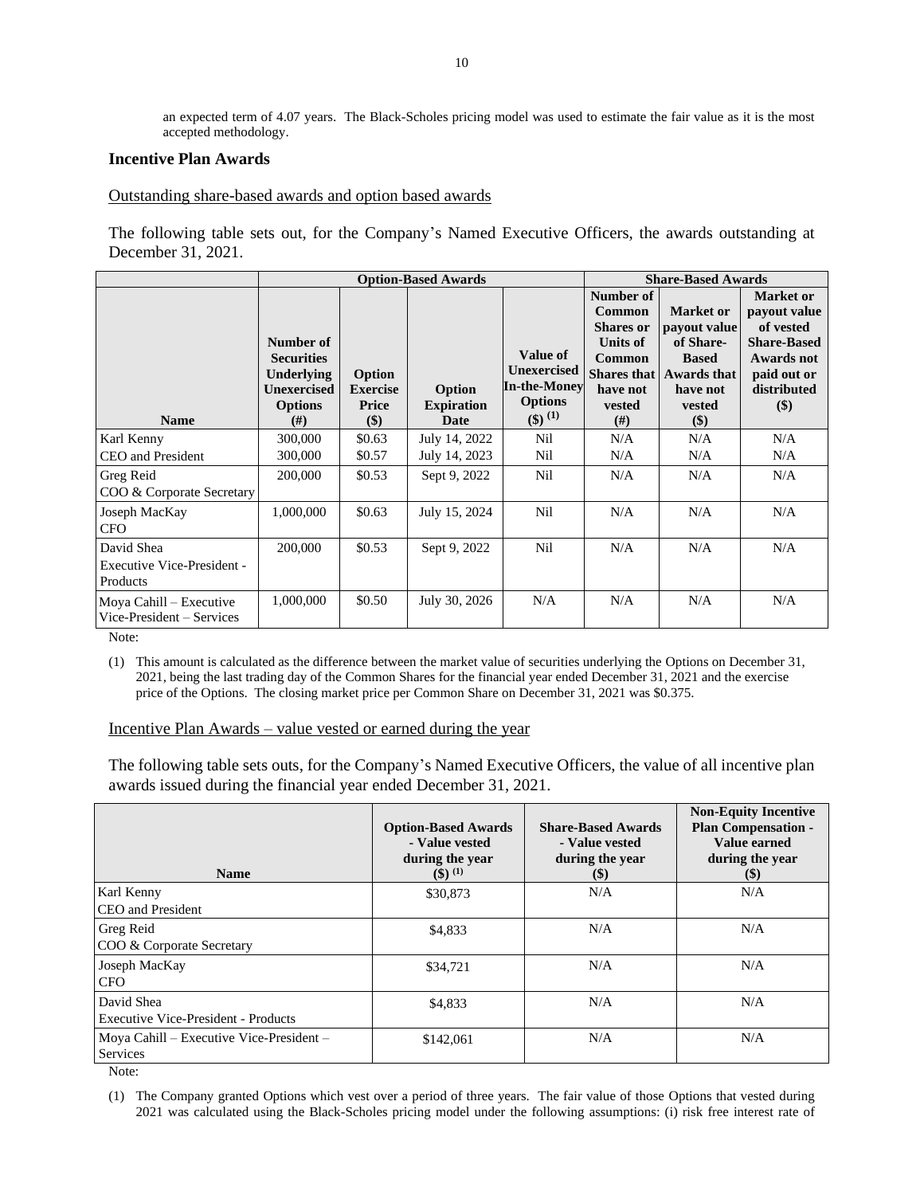an expected term of 4.07 years. The Black-Scholes pricing model was used to estimate the fair value as it is the most accepted methodology.

## Incentive Plan Awards

Outstanding share-based awards and option based awards

The following table sets out, for the Company's Named Executive Officers, the awards outstanding at December 31, 2021.

| | Option-Based Awards | | | | Share-Based Awards | | |
|---|---|---|---|---|---|---|---|
| **Name** | **Number of Securities Underlying Unexercised Options (#)** | **Option Exercise Price ($)** | **Option Expiration Date** | **Value of Unexercised In-the-Money Options ($) (1)** | **Number of Common Shares or Units of Common Shares that have not vested (#)** | **Market or payout value of Share-Based Awards that have not vested ($)** | **Market or payout value of vested Share-Based Awards not paid out or distributed ($)** |
| Karl Kenny<br>CEO and President | 300,000<br>300,000 | $0.63<br>$0.57 | July 14, 2022<br>July 14, 2023 | Nil<br>Nil | N/A<br>N/A | N/A<br>N/A | N/A<br>N/A |
| Greg Reid<br>COO & Corporate Secretary | 200,000 | $0.53 | Sept 9, 2022 | Nil | N/A | N/A | N/A |
| Joseph MacKay<br>CFO | 1,000,000 | $0.63 | July 15, 2024 | Nil | N/A | N/A | N/A |
| David Shea<br>Executive Vice-President - Products | 200,000 | $0.53 | Sept 9, 2022 | Nil | N/A | N/A | N/A |
| Moya Cahill – Executive Vice-President – Services | 1,000,000 | $0.50 | July 30, 2026 | N/A | N/A | N/A | N/A |

Note:

(1) This amount is calculated as the difference between the market value of securities underlying the Options on December 31, 2021, being the last trading day of the Common Shares for the financial year ended December 31, 2021 and the exercise price of the Options. The closing market price per Common Share on December 31, 2021 was $0.375.

Incentive Plan Awards – value vested or earned during the year

The following table sets outs, for the Company's Named Executive Officers, the value of all incentive plan awards issued during the financial year ended December 31, 2021.

| Name | Option-Based Awards - Value vested during the year ($) (1) | Share-Based Awards - Value vested during the year ($) | Non-Equity Incentive Plan Compensation - Value earned during the year ($) |
|---|---|---|---|
| Karl Kenny<br>CEO and President | $30,873 | N/A | N/A |
| Greg Reid<br>COO & Corporate Secretary | $4,833 | N/A | N/A |
| Joseph MacKay<br>CFO | $34,721 | N/A | N/A |
| David Shea<br>Executive Vice-President - Products | $4,833 | N/A | N/A |
| Moya Cahill – Executive Vice-President – Services | $142,061 | N/A | N/A |

Note:

(1) The Company granted Options which vest over a period of three years. The fair value of those Options that vested during 2021 was calculated using the Black-Scholes pricing model under the following assumptions: (i) risk free interest rate of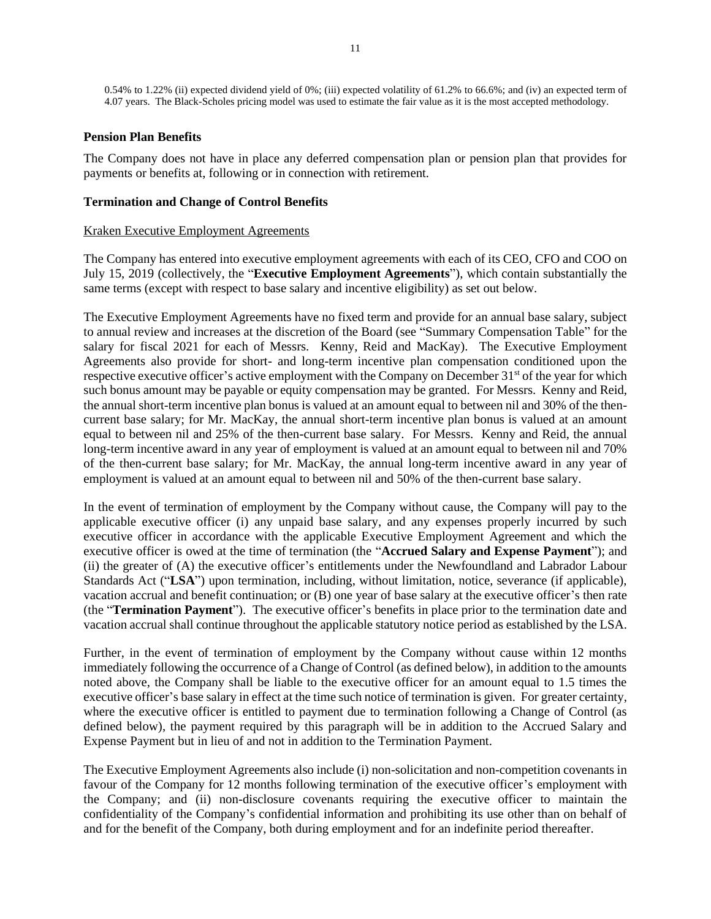0.54% to 1.22% (ii) expected dividend yield of 0%; (iii) expected volatility of 61.2% to 66.6%; and (iv) an expected term of 4.07 years. The Black-Scholes pricing model was used to estimate the fair value as it is the most accepted methodology.

### Pension Plan Benefits

The Company does not have in place any deferred compensation plan or pension plan that provides for payments or benefits at, following or in connection with retirement.

### Termination and Change of Control Benefits

Kraken Executive Employment Agreements

The Company has entered into executive employment agreements with each of its CEO, CFO and COO on July 15, 2019 (collectively, the "**Executive Employment Agreements**"), which contain substantially the same terms (except with respect to base salary and incentive eligibility) as set out below.

The Executive Employment Agreements have no fixed term and provide for an annual base salary, subject to annual review and increases at the discretion of the Board (see "Summary Compensation Table" for the salary for fiscal 2021 for each of Messrs. Kenny, Reid and MacKay). The Executive Employment Agreements also provide for short- and long-term incentive plan compensation conditioned upon the respective executive officer's active employment with the Company on December 31st of the year for which such bonus amount may be payable or equity compensation may be granted. For Messrs. Kenny and Reid, the annual short-term incentive plan bonus is valued at an amount equal to between nil and 30% of the then-current base salary; for Mr. MacKay, the annual short-term incentive plan bonus is valued at an amount equal to between nil and 25% of the then-current base salary. For Messrs. Kenny and Reid, the annual long-term incentive award in any year of employment is valued at an amount equal to between nil and 70% of the then-current base salary; for Mr. MacKay, the annual long-term incentive award in any year of employment is valued at an amount equal to between nil and 50% of the then-current base salary.

In the event of termination of employment by the Company without cause, the Company will pay to the applicable executive officer (i) any unpaid base salary, and any expenses properly incurred by such executive officer in accordance with the applicable Executive Employment Agreement and which the executive officer is owed at the time of termination (the "**Accrued Salary and Expense Payment**"); and (ii) the greater of (A) the executive officer's entitlements under the Newfoundland and Labrador Labour Standards Act ("**LSA**") upon termination, including, without limitation, notice, severance (if applicable), vacation accrual and benefit continuation; or (B) one year of base salary at the executive officer's then rate (the "**Termination Payment**"). The executive officer's benefits in place prior to the termination date and vacation accrual shall continue throughout the applicable statutory notice period as established by the LSA.

Further, in the event of termination of employment by the Company without cause within 12 months immediately following the occurrence of a Change of Control (as defined below), in addition to the amounts noted above, the Company shall be liable to the executive officer for an amount equal to 1.5 times the executive officer's base salary in effect at the time such notice of termination is given. For greater certainty, where the executive officer is entitled to payment due to termination following a Change of Control (as defined below), the payment required by this paragraph will be in addition to the Accrued Salary and Expense Payment but in lieu of and not in addition to the Termination Payment.

The Executive Employment Agreements also include (i) non-solicitation and non-competition covenants in favour of the Company for 12 months following termination of the executive officer's employment with the Company; and (ii) non-disclosure covenants requiring the executive officer to maintain the confidentiality of the Company's confidential information and prohibiting its use other than on behalf of and for the benefit of the Company, both during employment and for an indefinite period thereafter.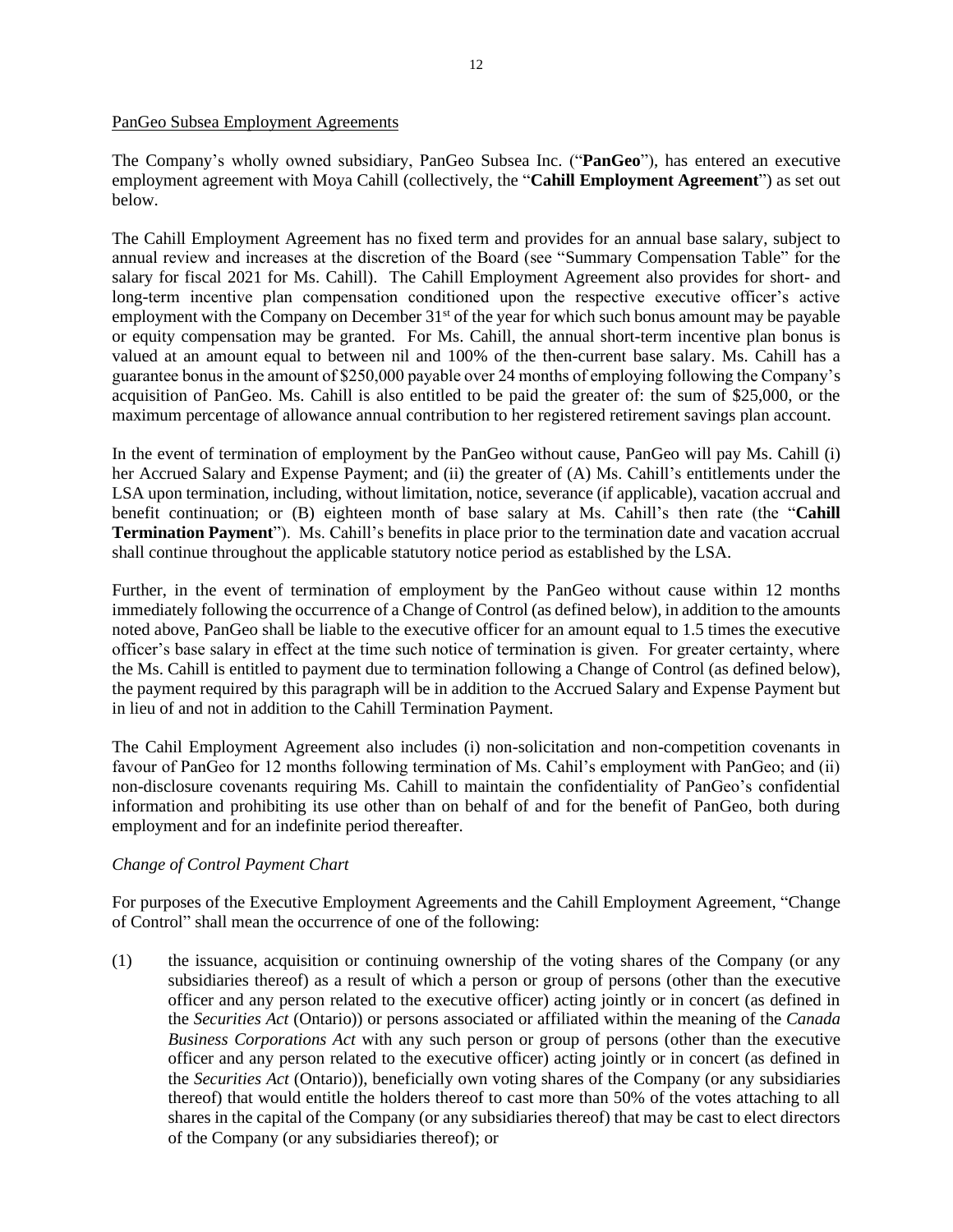PanGeo Subsea Employment Agreements

The Company's wholly owned subsidiary, PanGeo Subsea Inc. ("**PanGeo**"), has entered an executive employment agreement with Moya Cahill (collectively, the "**Cahill Employment Agreement**") as set out below.

The Cahill Employment Agreement has no fixed term and provides for an annual base salary, subject to annual review and increases at the discretion of the Board (see "Summary Compensation Table" for the salary for fiscal 2021 for Ms. Cahill). The Cahill Employment Agreement also provides for short- and long-term incentive plan compensation conditioned upon the respective executive officer's active employment with the Company on December 31st of the year for which such bonus amount may be payable or equity compensation may be granted. For Ms. Cahill, the annual short-term incentive plan bonus is valued at an amount equal to between nil and 100% of the then-current base salary. Ms. Cahill has a guarantee bonus in the amount of $250,000 payable over 24 months of employing following the Company's acquisition of PanGeo. Ms. Cahill is also entitled to be paid the greater of: the sum of $25,000, or the maximum percentage of allowance annual contribution to her registered retirement savings plan account.

In the event of termination of employment by the PanGeo without cause, PanGeo will pay Ms. Cahill (i) her Accrued Salary and Expense Payment; and (ii) the greater of (A) Ms. Cahill's entitlements under the LSA upon termination, including, without limitation, notice, severance (if applicable), vacation accrual and benefit continuation; or (B) eighteen month of base salary at Ms. Cahill's then rate (the "**Cahill Termination Payment**"). Ms. Cahill's benefits in place prior to the termination date and vacation accrual shall continue throughout the applicable statutory notice period as established by the LSA.

Further, in the event of termination of employment by the PanGeo without cause within 12 months immediately following the occurrence of a Change of Control (as defined below), in addition to the amounts noted above, PanGeo shall be liable to the executive officer for an amount equal to 1.5 times the executive officer's base salary in effect at the time such notice of termination is given. For greater certainty, where the Ms. Cahill is entitled to payment due to termination following a Change of Control (as defined below), the payment required by this paragraph will be in addition to the Accrued Salary and Expense Payment but in lieu of and not in addition to the Cahill Termination Payment.

The Cahil Employment Agreement also includes (i) non-solicitation and non-competition covenants in favour of PanGeo for 12 months following termination of Ms. Cahil's employment with PanGeo; and (ii) non-disclosure covenants requiring Ms. Cahill to maintain the confidentiality of PanGeo's confidential information and prohibiting its use other than on behalf of and for the benefit of PanGeo, both during employment and for an indefinite period thereafter.

*Change of Control Payment Chart*

For purposes of the Executive Employment Agreements and the Cahill Employment Agreement, "Change of Control" shall mean the occurrence of one of the following:

(1) the issuance, acquisition or continuing ownership of the voting shares of the Company (or any subsidiaries thereof) as a result of which a person or group of persons (other than the executive officer and any person related to the executive officer) acting jointly or in concert (as defined in the *Securities Act* (Ontario)) or persons associated or affiliated within the meaning of the *Canada Business Corporations Act* with any such person or group of persons (other than the executive officer and any person related to the executive officer) acting jointly or in concert (as defined in the *Securities Act* (Ontario)), beneficially own voting shares of the Company (or any subsidiaries thereof) that would entitle the holders thereof to cast more than 50% of the votes attaching to all shares in the capital of the Company (or any subsidiaries thereof) that may be cast to elect directors of the Company (or any subsidiaries thereof); or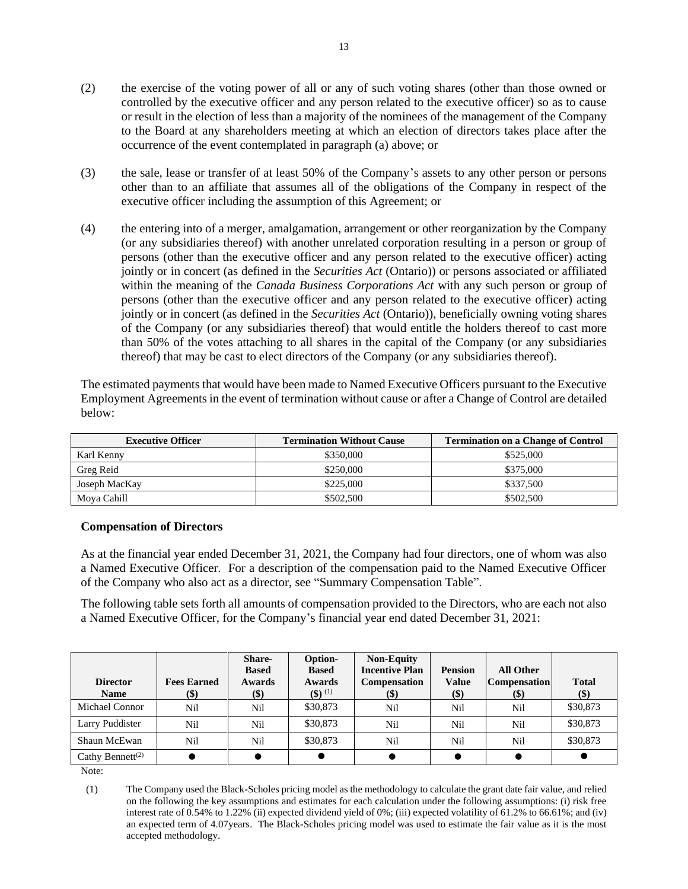(2) the exercise of the voting power of all or any of such voting shares (other than those owned or controlled by the executive officer and any person related to the executive officer) so as to cause or result in the election of less than a majority of the nominees of the management of the Company to the Board at any shareholders meeting at which an election of directors takes place after the occurrence of the event contemplated in paragraph (a) above; or

(3) the sale, lease or transfer of at least 50% of the Company's assets to any other person or persons other than to an affiliate that assumes all of the obligations of the Company in respect of the executive officer including the assumption of this Agreement; or

(4) the entering into of a merger, amalgamation, arrangement or other reorganization by the Company (or any subsidiaries thereof) with another unrelated corporation resulting in a person or group of persons (other than the executive officer and any person related to the executive officer) acting jointly or in concert (as defined in the *Securities Act* (Ontario)) or persons associated or affiliated within the meaning of the *Canada Business Corporations Act* with any such person or group of persons (other than the executive officer and any person related to the executive officer) acting jointly or in concert (as defined in the *Securities Act* (Ontario)), beneficially owning voting shares of the Company (or any subsidiaries thereof) that would entitle the holders thereof to cast more than 50% of the votes attaching to all shares in the capital of the Company (or any subsidiaries thereof) that may be cast to elect directors of the Company (or any subsidiaries thereof).

The estimated payments that would have been made to Named Executive Officers pursuant to the Executive Employment Agreements in the event of termination without cause or after a Change of Control are detailed below:

| Executive Officer | Termination Without Cause | Termination on a Change of Control |
|---|---|---|
| Karl Kenny | \$350,000 | \$525,000 |
| Greg Reid | \$250,000 | \$375,000 |
| Joseph MacKay | \$225,000 | \$337,500 |
| Moya Cahill | \$502,500 | \$502,500 |

### Compensation of Directors

As at the financial year ended December 31, 2021, the Company had four directors, one of whom was also a Named Executive Officer. For a description of the compensation paid to the Named Executive Officer of the Company who also act as a director, see "Summary Compensation Table".

The following table sets forth all amounts of compensation provided to the Directors, who are each not also a Named Executive Officer, for the Company's financial year end dated December 31, 2021:

| Director Name | Fees Earned (\$) | Share-Based Awards (\$) | Option-Based Awards (\$) [1] | Non-Equity Incentive Plan Compensation (\$) | Pension Value (\$) | All Other Compensation (\$) | Total (\$) |
|---|---|---|---|---|---|---|---|
| Michael Connor | Nil | Nil | \$30,873 | Nil | Nil | Nil | \$30,873 |
| Larry Puddister | Nil | Nil | \$30,873 | Nil | Nil | Nil | \$30,873 |
| Shaun McEwan | Nil | Nil | \$30,873 | Nil | Nil | Nil | \$30,873 |
| Cathy Bennett[2] | ● | ● | ● | ● | ● | ● | ● |

Note:

(1) The Company used the Black-Scholes pricing model as the methodology to calculate the grant date fair value, and relied on the following the key assumptions and estimates for each calculation under the following assumptions: (i) risk free interest rate of 0.54% to 1.22% (ii) expected dividend yield of 0%; (iii) expected volatility of 61.2% to 66.61%; and (iv) an expected term of 4.07years. The Black-Scholes pricing model was used to estimate the fair value as it is the most accepted methodology.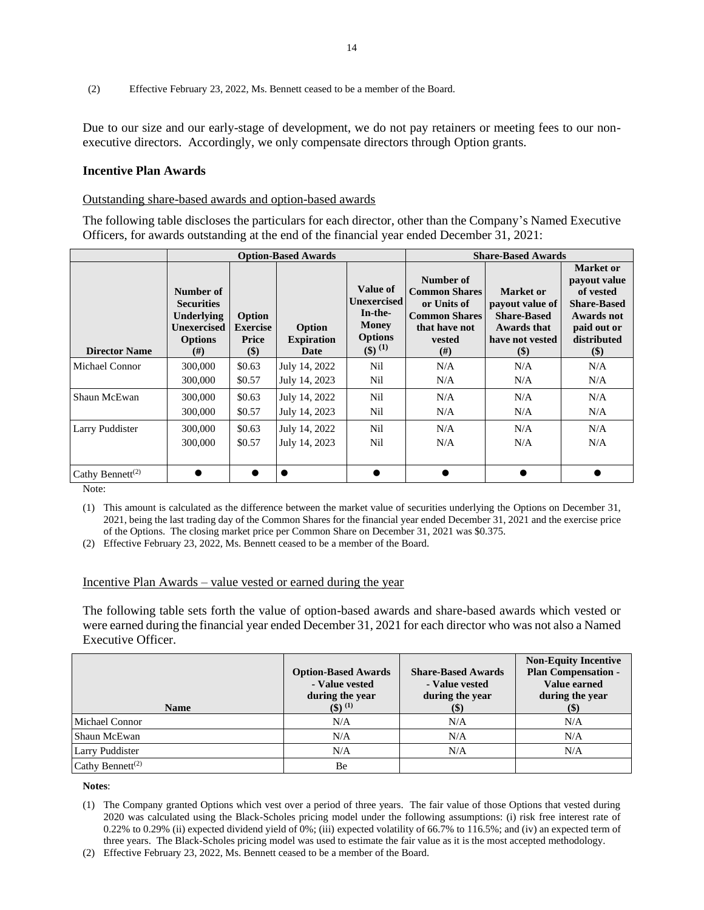(2) Effective February 23, 2022, Ms. Bennett ceased to be a member of the Board.

Due to our size and our early-stage of development, we do not pay retainers or meeting fees to our non-executive directors. Accordingly, we only compensate directors through Option grants.

**Incentive Plan Awards**

Outstanding share-based awards and option-based awards

The following table discloses the particulars for each director, other than the Company's Named Executive Officers, for awards outstanding at the end of the financial year ended December 31, 2021:

| | Option-Based Awards | | | | Share-Based Awards | | |
|---|---|---|---|---|---|---|---|
| **Director Name** | **Number of Securities Underlying Unexercised Options (#)** | **Option Exercise Price ($)** | **Option Expiration Date** | **Value of Unexercised In-the-Money Options ($) (1)** | **Number of Common Shares or Units of Common Shares that have not vested (#)** | **Market or payout value of Share-Based Awards that have not vested ($)** | **Market or payout value of vested Share-Based Awards not paid out or distributed ($)** |
| Michael Connor | 300,000<br>300,000 | $0.63<br>$0.57 | July 14, 2022<br>July 14, 2023 | Nil<br>Nil | N/A<br>N/A | N/A<br>N/A | N/A<br>N/A |
| Shaun McEwan | 300,000<br>300,000 | $0.63<br>$0.57 | July 14, 2022<br>July 14, 2023 | Nil<br>Nil | N/A<br>N/A | N/A<br>N/A | N/A<br>N/A |
| Larry Puddister | 300,000<br>300,000 | $0.63<br>$0.57 | July 14, 2022<br>July 14, 2023 | Nil<br>Nil | N/A<br>N/A | N/A<br>N/A | N/A<br>N/A |
| Cathy Bennett[(2)] | ● | ● | ● | ● | ● | ● | ● |

Note:

(1) This amount is calculated as the difference between the market value of securities underlying the Options on December 31, 2021, being the last trading day of the Common Shares for the financial year ended December 31, 2021 and the exercise price of the Options. The closing market price per Common Share on December 31, 2021 was $0.375.

(2) Effective February 23, 2022, Ms. Bennett ceased to be a member of the Board.

Incentive Plan Awards – value vested or earned during the year

The following table sets forth the value of option-based awards and share-based awards which vested or were earned during the financial year ended December 31, 2021 for each director who was not also a Named Executive Officer.

| Name | Option-Based Awards - Value vested during the year ($) (1) | Share-Based Awards - Value vested during the year ($) | Non-Equity Incentive Plan Compensation - Value earned during the year ($) |
|---|---|---|---|
| Michael Connor | N/A | N/A | N/A |
| Shaun McEwan | N/A | N/A | N/A |
| Larry Puddister | N/A | N/A | N/A |
| Cathy Bennett[(2)] | Be | | |

**Notes**:

(1) The Company granted Options which vest over a period of three years. The fair value of those Options that vested during 2020 was calculated using the Black-Scholes pricing model under the following assumptions: (i) risk free interest rate of 0.22% to 0.29% (ii) expected dividend yield of 0%; (iii) expected volatility of 66.7% to 116.5%; and (iv) an expected term of three years. The Black-Scholes pricing model was used to estimate the fair value as it is the most accepted methodology.

(2) Effective February 23, 2022, Ms. Bennett ceased to be a member of the Board.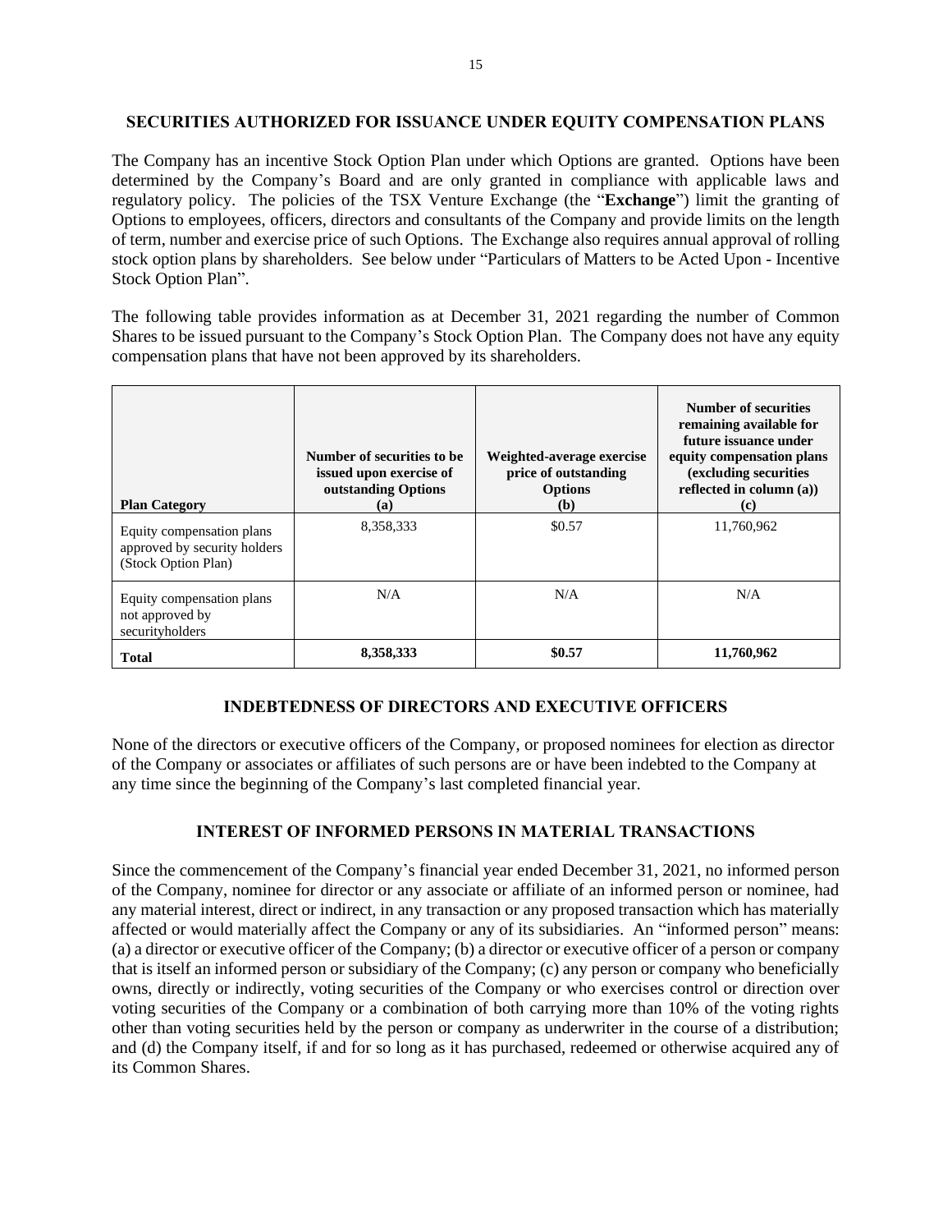## SECURITIES AUTHORIZED FOR ISSUANCE UNDER EQUITY COMPENSATION PLANS

The Company has an incentive Stock Option Plan under which Options are granted. Options have been determined by the Company's Board and are only granted in compliance with applicable laws and regulatory policy. The policies of the TSX Venture Exchange (the "**Exchange**") limit the granting of Options to employees, officers, directors and consultants of the Company and provide limits on the length of term, number and exercise price of such Options. The Exchange also requires annual approval of rolling stock option plans by shareholders. See below under "Particulars of Matters to be Acted Upon - Incentive Stock Option Plan".

The following table provides information as at December 31, 2021 regarding the number of Common Shares to be issued pursuant to the Company's Stock Option Plan. The Company does not have any equity compensation plans that have not been approved by its shareholders.

| **Plan Category** | **Number of securities to be issued upon exercise of outstanding Options (a)** | **Weighted-average exercise price of outstanding Options (b)** | **Number of securities remaining available for future issuance under equity compensation plans (excluding securities reflected in column (a)) (c)** |
|---|---|---|---|
| Equity compensation plans approved by security holders (Stock Option Plan) | 8,358,333 | $0.57 | 11,760,962 |
| Equity compensation plans not approved by securityholders | N/A | N/A | N/A |
| **Total** | **8,358,333** | **$0.57** | **11,760,962** |

## INDEBTEDNESS OF DIRECTORS AND EXECUTIVE OFFICERS

None of the directors or executive officers of the Company, or proposed nominees for election as director of the Company or associates or affiliates of such persons are or have been indebted to the Company at any time since the beginning of the Company's last completed financial year.

## INTEREST OF INFORMED PERSONS IN MATERIAL TRANSACTIONS

Since the commencement of the Company's financial year ended December 31, 2021, no informed person of the Company, nominee for director or any associate or affiliate of an informed person or nominee, had any material interest, direct or indirect, in any transaction or any proposed transaction which has materially affected or would materially affect the Company or any of its subsidiaries. An "informed person" means: (a) a director or executive officer of the Company; (b) a director or executive officer of a person or company that is itself an informed person or subsidiary of the Company; (c) any person or company who beneficially owns, directly or indirectly, voting securities of the Company or who exercises control or direction over voting securities of the Company or a combination of both carrying more than 10% of the voting rights other than voting securities held by the person or company as underwriter in the course of a distribution; and (d) the Company itself, if and for so long as it has purchased, redeemed or otherwise acquired any of its Common Shares.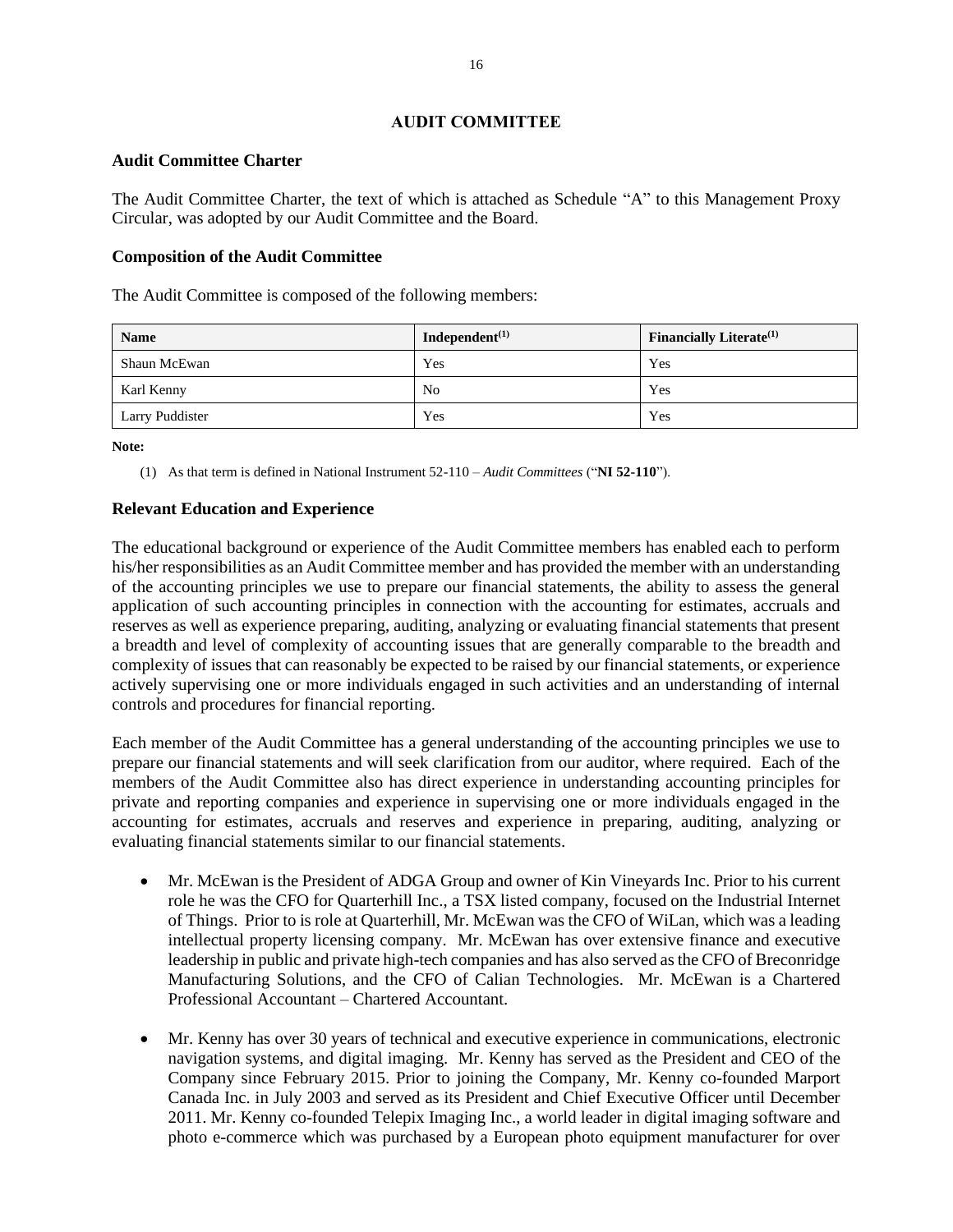## AUDIT COMMITTEE

### Audit Committee Charter

The Audit Committee Charter, the text of which is attached as Schedule "A" to this Management Proxy Circular, was adopted by our Audit Committee and the Board.

### Composition of the Audit Committee

The Audit Committee is composed of the following members:

| Name | Independent[(1)] | Financially Literate[(1)] |
|---|---|---|
| Shaun McEwan | Yes | Yes |
| Karl Kenny | No | Yes |
| Larry Puddister | Yes | Yes |

**Note:**

(1) As that term is defined in National Instrument 52-110 – *Audit Committees* ("**NI 52-110**").

### Relevant Education and Experience

The educational background or experience of the Audit Committee members has enabled each to perform his/her responsibilities as an Audit Committee member and has provided the member with an understanding of the accounting principles we use to prepare our financial statements, the ability to assess the general application of such accounting principles in connection with the accounting for estimates, accruals and reserves as well as experience preparing, auditing, analyzing or evaluating financial statements that present a breadth and level of complexity of accounting issues that are generally comparable to the breadth and complexity of issues that can reasonably be expected to be raised by our financial statements, or experience actively supervising one or more individuals engaged in such activities and an understanding of internal controls and procedures for financial reporting.

Each member of the Audit Committee has a general understanding of the accounting principles we use to prepare our financial statements and will seek clarification from our auditor, where required. Each of the members of the Audit Committee also has direct experience in understanding accounting principles for private and reporting companies and experience in supervising one or more individuals engaged in the accounting for estimates, accruals and reserves and experience in preparing, auditing, analyzing or evaluating financial statements similar to our financial statements.

- Mr. McEwan is the President of ADGA Group and owner of Kin Vineyards Inc. Prior to his current role he was the CFO for Quarterhill Inc., a TSX listed company, focused on the Industrial Internet of Things. Prior to is role at Quarterhill, Mr. McEwan was the CFO of WiLan, which was a leading intellectual property licensing company. Mr. McEwan has over extensive finance and executive leadership in public and private high-tech companies and has also served as the CFO of Breconridge Manufacturing Solutions, and the CFO of Calian Technologies. Mr. McEwan is a Chartered Professional Accountant – Chartered Accountant.
- Mr. Kenny has over 30 years of technical and executive experience in communications, electronic navigation systems, and digital imaging. Mr. Kenny has served as the President and CEO of the Company since February 2015. Prior to joining the Company, Mr. Kenny co-founded Marport Canada Inc. in July 2003 and served as its President and Chief Executive Officer until December 2011. Mr. Kenny co-founded Telepix Imaging Inc., a world leader in digital imaging software and photo e-commerce which was purchased by a European photo equipment manufacturer for over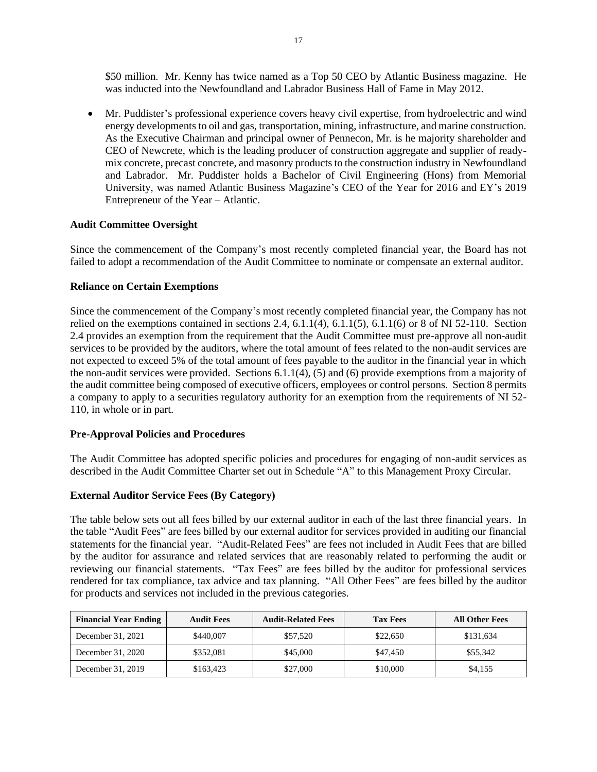$50 million. Mr. Kenny has twice named as a Top 50 CEO by Atlantic Business magazine. He was inducted into the Newfoundland and Labrador Business Hall of Fame in May 2012.

- Mr. Puddister's professional experience covers heavy civil expertise, from hydroelectric and wind energy developments to oil and gas, transportation, mining, infrastructure, and marine construction. As the Executive Chairman and principal owner of Pennecon, Mr. is he majority shareholder and CEO of Newcrete, which is the leading producer of construction aggregate and supplier of ready-mix concrete, precast concrete, and masonry products to the construction industry in Newfoundland and Labrador. Mr. Puddister holds a Bachelor of Civil Engineering (Hons) from Memorial University, was named Atlantic Business Magazine's CEO of the Year for 2016 and EY's 2019 Entrepreneur of the Year – Atlantic.

**Audit Committee Oversight**

Since the commencement of the Company's most recently completed financial year, the Board has not failed to adopt a recommendation of the Audit Committee to nominate or compensate an external auditor.

**Reliance on Certain Exemptions**

Since the commencement of the Company's most recently completed financial year, the Company has not relied on the exemptions contained in sections 2.4, 6.1.1(4), 6.1.1(5), 6.1.1(6) or 8 of NI 52-110. Section 2.4 provides an exemption from the requirement that the Audit Committee must pre-approve all non-audit services to be provided by the auditors, where the total amount of fees related to the non-audit services are not expected to exceed 5% of the total amount of fees payable to the auditor in the financial year in which the non-audit services were provided. Sections 6.1.1(4), (5) and (6) provide exemptions from a majority of the audit committee being composed of executive officers, employees or control persons. Section 8 permits a company to apply to a securities regulatory authority for an exemption from the requirements of NI 52-110, in whole or in part.

**Pre-Approval Policies and Procedures**

The Audit Committee has adopted specific policies and procedures for engaging of non-audit services as described in the Audit Committee Charter set out in Schedule "A" to this Management Proxy Circular.

**External Auditor Service Fees (By Category)**

The table below sets out all fees billed by our external auditor in each of the last three financial years. In the table "Audit Fees" are fees billed by our external auditor for services provided in auditing our financial statements for the financial year. "Audit-Related Fees" are fees not included in Audit Fees that are billed by the auditor for assurance and related services that are reasonably related to performing the audit or reviewing our financial statements. "Tax Fees" are fees billed by the auditor for professional services rendered for tax compliance, tax advice and tax planning. "All Other Fees" are fees billed by the auditor for products and services not included in the previous categories.

| Financial Year Ending | Audit Fees | Audit-Related Fees | Tax Fees | All Other Fees |
|---|---|---|---|---|
| December 31, 2021 | $440,007 | $57,520 | $22,650 | $131,634 |
| December 31, 2020 | $352,081 | $45,000 | $47,450 | $55,342 |
| December 31, 2019 | $163,423 | $27,000 | $10,000 | $4,155 |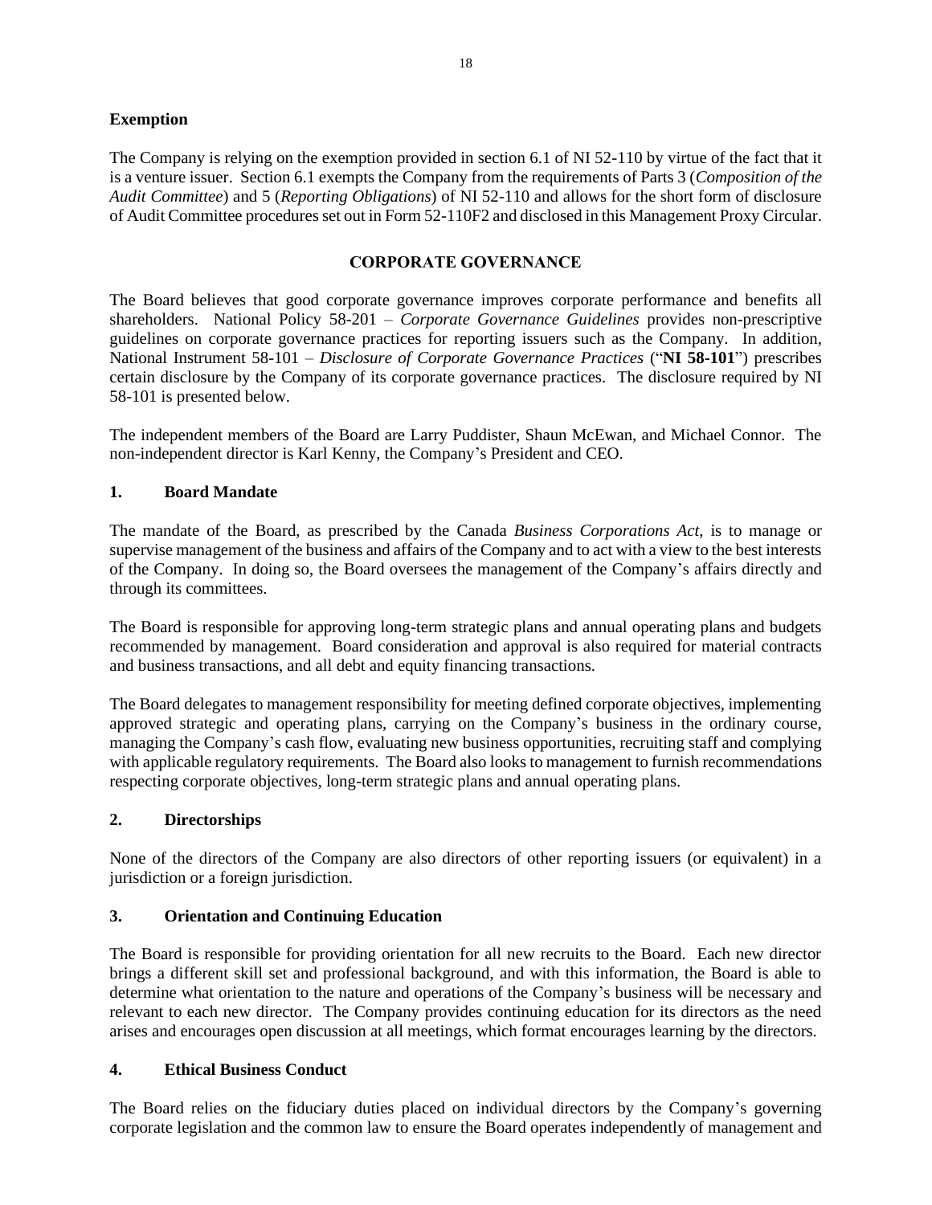### Exemption

The Company is relying on the exemption provided in section 6.1 of NI 52-110 by virtue of the fact that it is a venture issuer. Section 6.1 exempts the Company from the requirements of Parts 3 (*Composition of the Audit Committee*) and 5 (*Reporting Obligations*) of NI 52-110 and allows for the short form of disclosure of Audit Committee procedures set out in Form 52-110F2 and disclosed in this Management Proxy Circular.

## CORPORATE GOVERNANCE

The Board believes that good corporate governance improves corporate performance and benefits all shareholders. National Policy 58-201 – *Corporate Governance Guidelines* provides non-prescriptive guidelines on corporate governance practices for reporting issuers such as the Company. In addition, National Instrument 58-101 – *Disclosure of Corporate Governance Practices* ("**NI 58-101**") prescribes certain disclosure by the Company of its corporate governance practices. The disclosure required by NI 58-101 is presented below.

The independent members of the Board are Larry Puddister, Shaun McEwan, and Michael Connor. The non-independent director is Karl Kenny, the Company's President and CEO.

### 1. Board Mandate

The mandate of the Board, as prescribed by the Canada *Business Corporations Act*, is to manage or supervise management of the business and affairs of the Company and to act with a view to the best interests of the Company. In doing so, the Board oversees the management of the Company's affairs directly and through its committees.

The Board is responsible for approving long-term strategic plans and annual operating plans and budgets recommended by management. Board consideration and approval is also required for material contracts and business transactions, and all debt and equity financing transactions.

The Board delegates to management responsibility for meeting defined corporate objectives, implementing approved strategic and operating plans, carrying on the Company's business in the ordinary course, managing the Company's cash flow, evaluating new business opportunities, recruiting staff and complying with applicable regulatory requirements. The Board also looks to management to furnish recommendations respecting corporate objectives, long-term strategic plans and annual operating plans.

### 2. Directorships

None of the directors of the Company are also directors of other reporting issuers (or equivalent) in a jurisdiction or a foreign jurisdiction.

### 3. Orientation and Continuing Education

The Board is responsible for providing orientation for all new recruits to the Board. Each new director brings a different skill set and professional background, and with this information, the Board is able to determine what orientation to the nature and operations of the Company's business will be necessary and relevant to each new director. The Company provides continuing education for its directors as the need arises and encourages open discussion at all meetings, which format encourages learning by the directors.

### 4. Ethical Business Conduct

The Board relies on the fiduciary duties placed on individual directors by the Company's governing corporate legislation and the common law to ensure the Board operates independently of management and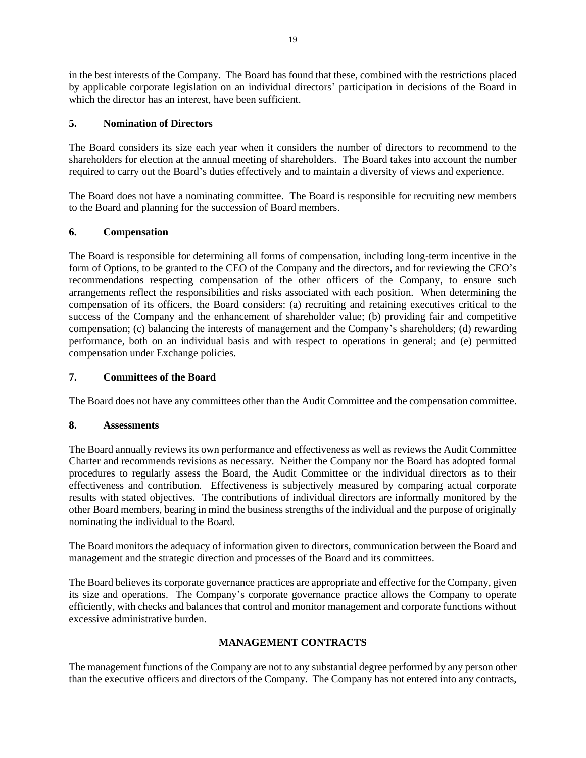in the best interests of the Company. The Board has found that these, combined with the restrictions placed by applicable corporate legislation on an individual directors' participation in decisions of the Board in which the director has an interest, have been sufficient.

### 5. Nomination of Directors

The Board considers its size each year when it considers the number of directors to recommend to the shareholders for election at the annual meeting of shareholders. The Board takes into account the number required to carry out the Board's duties effectively and to maintain a diversity of views and experience.

The Board does not have a nominating committee. The Board is responsible for recruiting new members to the Board and planning for the succession of Board members.

### 6. Compensation

The Board is responsible for determining all forms of compensation, including long-term incentive in the form of Options, to be granted to the CEO of the Company and the directors, and for reviewing the CEO's recommendations respecting compensation of the other officers of the Company, to ensure such arrangements reflect the responsibilities and risks associated with each position. When determining the compensation of its officers, the Board considers: (a) recruiting and retaining executives critical to the success of the Company and the enhancement of shareholder value; (b) providing fair and competitive compensation; (c) balancing the interests of management and the Company's shareholders; (d) rewarding performance, both on an individual basis and with respect to operations in general; and (e) permitted compensation under Exchange policies.

### 7. Committees of the Board

The Board does not have any committees other than the Audit Committee and the compensation committee.

### 8. Assessments

The Board annually reviews its own performance and effectiveness as well as reviews the Audit Committee Charter and recommends revisions as necessary. Neither the Company nor the Board has adopted formal procedures to regularly assess the Board, the Audit Committee or the individual directors as to their effectiveness and contribution. Effectiveness is subjectively measured by comparing actual corporate results with stated objectives. The contributions of individual directors are informally monitored by the other Board members, bearing in mind the business strengths of the individual and the purpose of originally nominating the individual to the Board.

The Board monitors the adequacy of information given to directors, communication between the Board and management and the strategic direction and processes of the Board and its committees.

The Board believes its corporate governance practices are appropriate and effective for the Company, given its size and operations. The Company's corporate governance practice allows the Company to operate efficiently, with checks and balances that control and monitor management and corporate functions without excessive administrative burden.

## MANAGEMENT CONTRACTS

The management functions of the Company are not to any substantial degree performed by any person other than the executive officers and directors of the Company. The Company has not entered into any contracts,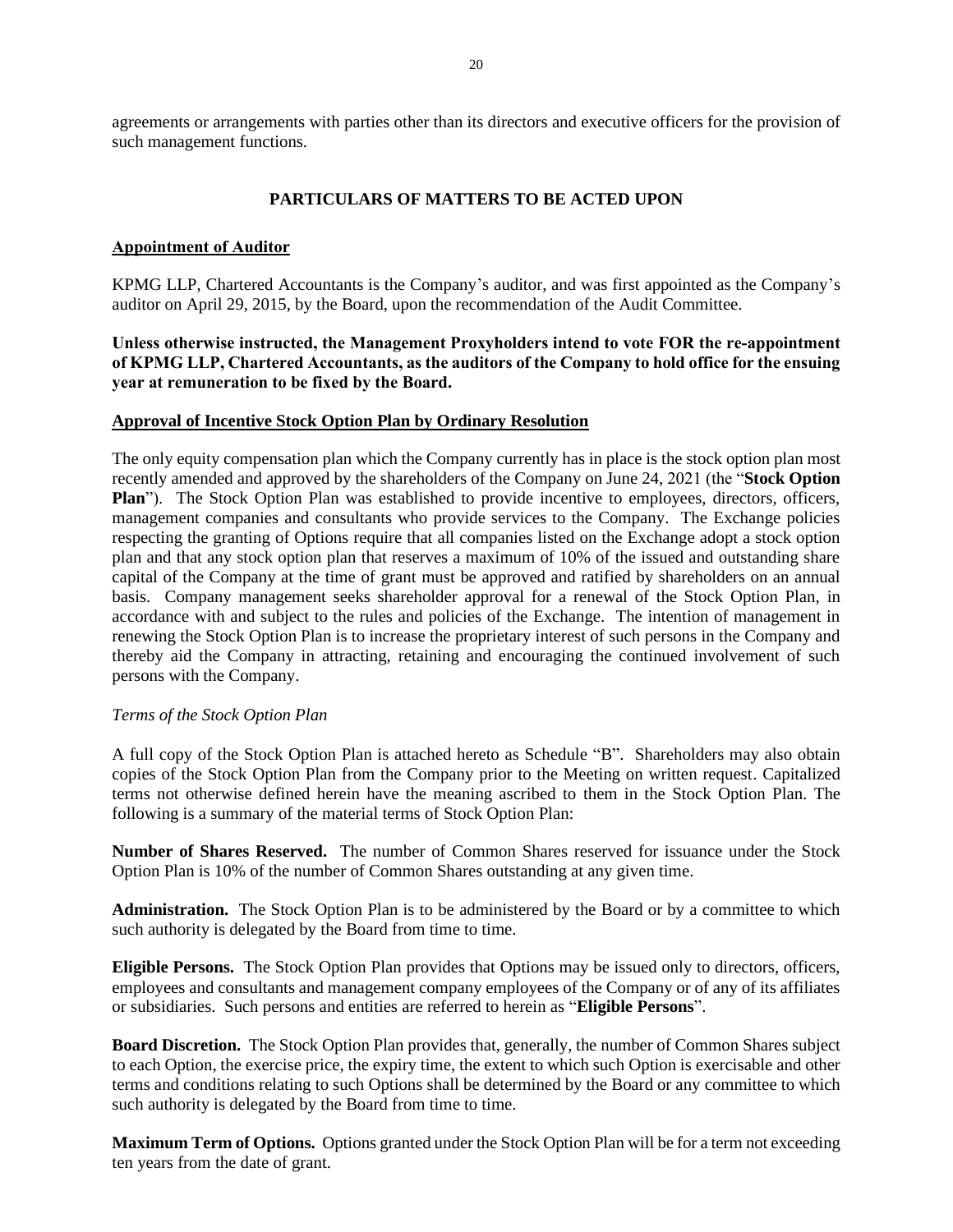agreements or arrangements with parties other than its directors and executive officers for the provision of such management functions.

## PARTICULARS OF MATTERS TO BE ACTED UPON

### Appointment of Auditor

KPMG LLP, Chartered Accountants is the Company's auditor, and was first appointed as the Company's auditor on April 29, 2015, by the Board, upon the recommendation of the Audit Committee.

**Unless otherwise instructed, the Management Proxyholders intend to vote FOR the re-appointment of KPMG LLP, Chartered Accountants, as the auditors of the Company to hold office for the ensuing year at remuneration to be fixed by the Board.**

### Approval of Incentive Stock Option Plan by Ordinary Resolution

The only equity compensation plan which the Company currently has in place is the stock option plan most recently amended and approved by the shareholders of the Company on June 24, 2021 (the "**Stock Option Plan**"). The Stock Option Plan was established to provide incentive to employees, directors, officers, management companies and consultants who provide services to the Company. The Exchange policies respecting the granting of Options require that all companies listed on the Exchange adopt a stock option plan and that any stock option plan that reserves a maximum of 10% of the issued and outstanding share capital of the Company at the time of grant must be approved and ratified by shareholders on an annual basis. Company management seeks shareholder approval for a renewal of the Stock Option Plan, in accordance with and subject to the rules and policies of the Exchange. The intention of management in renewing the Stock Option Plan is to increase the proprietary interest of such persons in the Company and thereby aid the Company in attracting, retaining and encouraging the continued involvement of such persons with the Company.

*Terms of the Stock Option Plan*

A full copy of the Stock Option Plan is attached hereto as Schedule "B". Shareholders may also obtain copies of the Stock Option Plan from the Company prior to the Meeting on written request. Capitalized terms not otherwise defined herein have the meaning ascribed to them in the Stock Option Plan. The following is a summary of the material terms of Stock Option Plan:

**Number of Shares Reserved.** The number of Common Shares reserved for issuance under the Stock Option Plan is 10% of the number of Common Shares outstanding at any given time.

**Administration.** The Stock Option Plan is to be administered by the Board or by a committee to which such authority is delegated by the Board from time to time.

**Eligible Persons.** The Stock Option Plan provides that Options may be issued only to directors, officers, employees and consultants and management company employees of the Company or of any of its affiliates or subsidiaries. Such persons and entities are referred to herein as "**Eligible Persons**".

**Board Discretion.** The Stock Option Plan provides that, generally, the number of Common Shares subject to each Option, the exercise price, the expiry time, the extent to which such Option is exercisable and other terms and conditions relating to such Options shall be determined by the Board or any committee to which such authority is delegated by the Board from time to time.

**Maximum Term of Options.** Options granted under the Stock Option Plan will be for a term not exceeding ten years from the date of grant.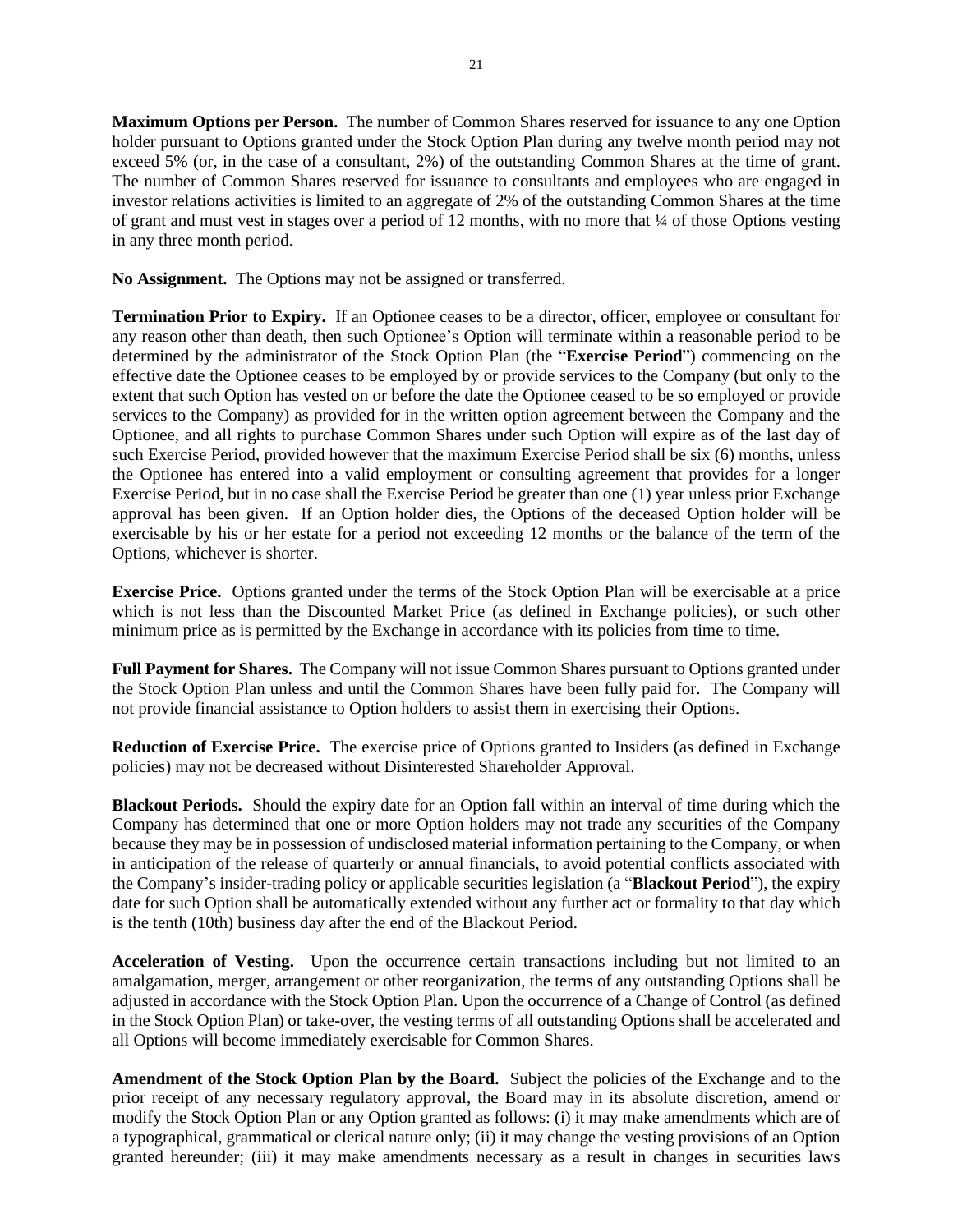**Maximum Options per Person.** The number of Common Shares reserved for issuance to any one Option holder pursuant to Options granted under the Stock Option Plan during any twelve month period may not exceed 5% (or, in the case of a consultant, 2%) of the outstanding Common Shares at the time of grant. The number of Common Shares reserved for issuance to consultants and employees who are engaged in investor relations activities is limited to an aggregate of 2% of the outstanding Common Shares at the time of grant and must vest in stages over a period of 12 months, with no more that ¼ of those Options vesting in any three month period.

**No Assignment.** The Options may not be assigned or transferred.

**Termination Prior to Expiry.** If an Optionee ceases to be a director, officer, employee or consultant for any reason other than death, then such Optionee's Option will terminate within a reasonable period to be determined by the administrator of the Stock Option Plan (the "**Exercise Period**") commencing on the effective date the Optionee ceases to be employed by or provide services to the Company (but only to the extent that such Option has vested on or before the date the Optionee ceased to be so employed or provide services to the Company) as provided for in the written option agreement between the Company and the Optionee, and all rights to purchase Common Shares under such Option will expire as of the last day of such Exercise Period, provided however that the maximum Exercise Period shall be six (6) months, unless the Optionee has entered into a valid employment or consulting agreement that provides for a longer Exercise Period, but in no case shall the Exercise Period be greater than one (1) year unless prior Exchange approval has been given. If an Option holder dies, the Options of the deceased Option holder will be exercisable by his or her estate for a period not exceeding 12 months or the balance of the term of the Options, whichever is shorter.

**Exercise Price.** Options granted under the terms of the Stock Option Plan will be exercisable at a price which is not less than the Discounted Market Price (as defined in Exchange policies), or such other minimum price as is permitted by the Exchange in accordance with its policies from time to time.

**Full Payment for Shares.** The Company will not issue Common Shares pursuant to Options granted under the Stock Option Plan unless and until the Common Shares have been fully paid for. The Company will not provide financial assistance to Option holders to assist them in exercising their Options.

**Reduction of Exercise Price.** The exercise price of Options granted to Insiders (as defined in Exchange policies) may not be decreased without Disinterested Shareholder Approval.

**Blackout Periods.** Should the expiry date for an Option fall within an interval of time during which the Company has determined that one or more Option holders may not trade any securities of the Company because they may be in possession of undisclosed material information pertaining to the Company, or when in anticipation of the release of quarterly or annual financials, to avoid potential conflicts associated with the Company's insider-trading policy or applicable securities legislation (a "**Blackout Period**"), the expiry date for such Option shall be automatically extended without any further act or formality to that day which is the tenth (10th) business day after the end of the Blackout Period.

**Acceleration of Vesting.** Upon the occurrence certain transactions including but not limited to an amalgamation, merger, arrangement or other reorganization, the terms of any outstanding Options shall be adjusted in accordance with the Stock Option Plan. Upon the occurrence of a Change of Control (as defined in the Stock Option Plan) or take-over, the vesting terms of all outstanding Options shall be accelerated and all Options will become immediately exercisable for Common Shares.

**Amendment of the Stock Option Plan by the Board.** Subject the policies of the Exchange and to the prior receipt of any necessary regulatory approval, the Board may in its absolute discretion, amend or modify the Stock Option Plan or any Option granted as follows: (i) it may make amendments which are of a typographical, grammatical or clerical nature only; (ii) it may change the vesting provisions of an Option granted hereunder; (iii) it may make amendments necessary as a result in changes in securities laws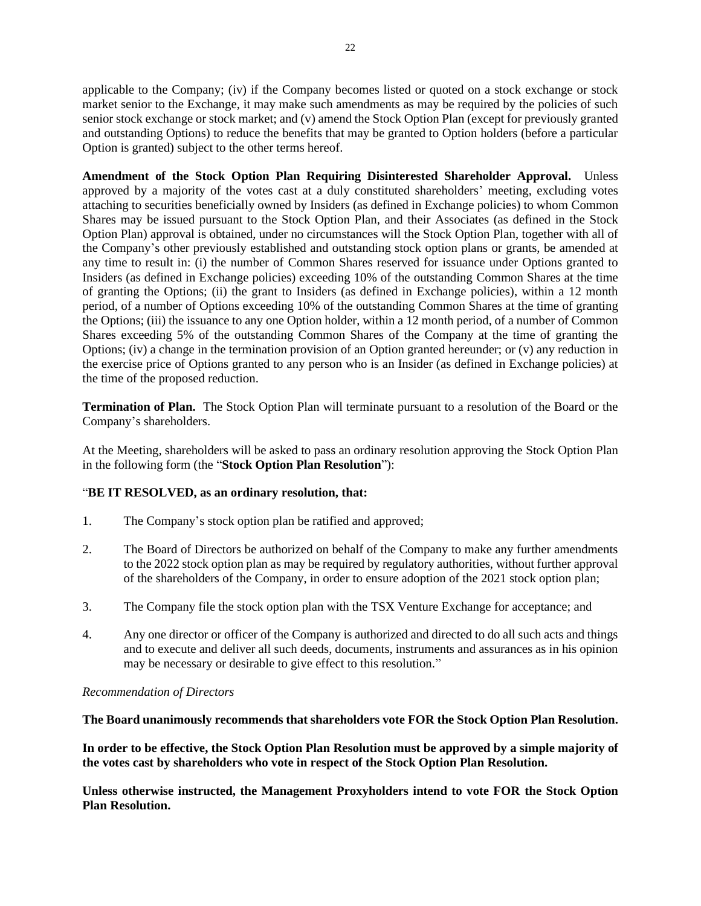applicable to the Company; (iv) if the Company becomes listed or quoted on a stock exchange or stock market senior to the Exchange, it may make such amendments as may be required by the policies of such senior stock exchange or stock market; and (v) amend the Stock Option Plan (except for previously granted and outstanding Options) to reduce the benefits that may be granted to Option holders (before a particular Option is granted) subject to the other terms hereof.

**Amendment of the Stock Option Plan Requiring Disinterested Shareholder Approval.** Unless approved by a majority of the votes cast at a duly constituted shareholders' meeting, excluding votes attaching to securities beneficially owned by Insiders (as defined in Exchange policies) to whom Common Shares may be issued pursuant to the Stock Option Plan, and their Associates (as defined in the Stock Option Plan) approval is obtained, under no circumstances will the Stock Option Plan, together with all of the Company's other previously established and outstanding stock option plans or grants, be amended at any time to result in: (i) the number of Common Shares reserved for issuance under Options granted to Insiders (as defined in Exchange policies) exceeding 10% of the outstanding Common Shares at the time of granting the Options; (ii) the grant to Insiders (as defined in Exchange policies), within a 12 month period, of a number of Options exceeding 10% of the outstanding Common Shares at the time of granting the Options; (iii) the issuance to any one Option holder, within a 12 month period, of a number of Common Shares exceeding 5% of the outstanding Common Shares of the Company at the time of granting the Options; (iv) a change in the termination provision of an Option granted hereunder; or (v) any reduction in the exercise price of Options granted to any person who is an Insider (as defined in Exchange policies) at the time of the proposed reduction.

**Termination of Plan.** The Stock Option Plan will terminate pursuant to a resolution of the Board or the Company's shareholders.

At the Meeting, shareholders will be asked to pass an ordinary resolution approving the Stock Option Plan in the following form (the "**Stock Option Plan Resolution**"):

"**BE IT RESOLVED, as an ordinary resolution, that:**

1. The Company's stock option plan be ratified and approved;
2. The Board of Directors be authorized on behalf of the Company to make any further amendments to the 2022 stock option plan as may be required by regulatory authorities, without further approval of the shareholders of the Company, in order to ensure adoption of the 2021 stock option plan;
3. The Company file the stock option plan with the TSX Venture Exchange for acceptance; and
4. Any one director or officer of the Company is authorized and directed to do all such acts and things and to execute and deliver all such deeds, documents, instruments and assurances as in his opinion may be necessary or desirable to give effect to this resolution."

*Recommendation of Directors*

**The Board unanimously recommends that shareholders vote FOR the Stock Option Plan Resolution.**

**In order to be effective, the Stock Option Plan Resolution must be approved by a simple majority of the votes cast by shareholders who vote in respect of the Stock Option Plan Resolution.**

**Unless otherwise instructed, the Management Proxyholders intend to vote FOR the Stock Option Plan Resolution.**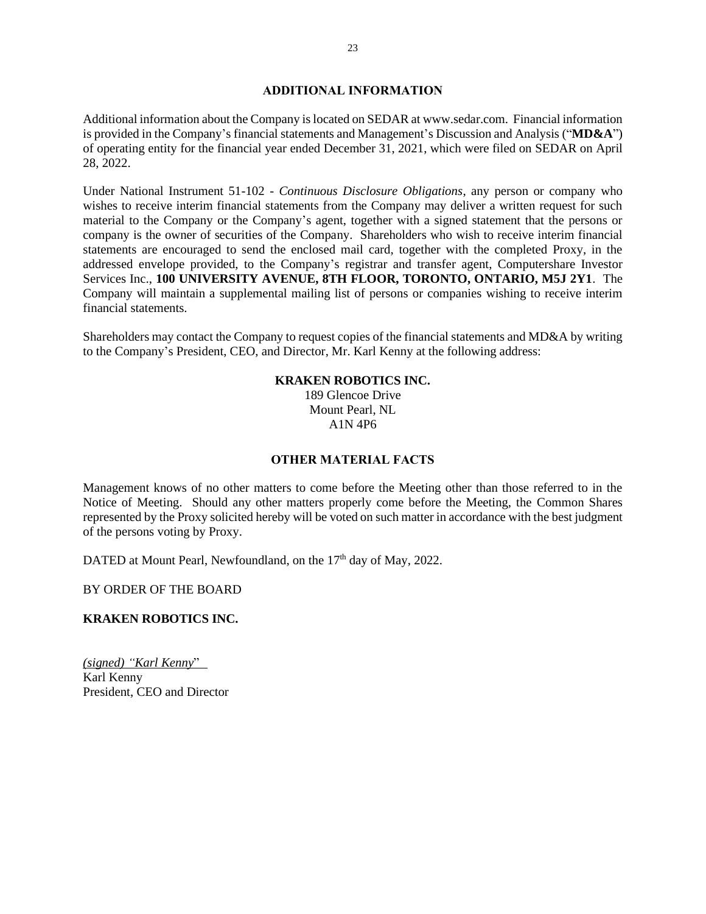## ADDITIONAL INFORMATION

Additional information about the Company is located on SEDAR at www.sedar.com. Financial information is provided in the Company's financial statements and Management's Discussion and Analysis ("**MD&A**") of operating entity for the financial year ended December 31, 2021, which were filed on SEDAR on April 28, 2022.

Under National Instrument 51-102 - *Continuous Disclosure Obligations*, any person or company who wishes to receive interim financial statements from the Company may deliver a written request for such material to the Company or the Company's agent, together with a signed statement that the persons or company is the owner of securities of the Company. Shareholders who wish to receive interim financial statements are encouraged to send the enclosed mail card, together with the completed Proxy, in the addressed envelope provided, to the Company's registrar and transfer agent, Computershare Investor Services Inc., **100 UNIVERSITY AVENUE, 8TH FLOOR, TORONTO, ONTARIO, M5J 2Y1**. The Company will maintain a supplemental mailing list of persons or companies wishing to receive interim financial statements.

Shareholders may contact the Company to request copies of the financial statements and MD&A by writing to the Company's President, CEO, and Director, Mr. Karl Kenny at the following address:

**KRAKEN ROBOTICS INC.**
189 Glencoe Drive
Mount Pearl, NL
A1N 4P6

## OTHER MATERIAL FACTS

Management knows of no other matters to come before the Meeting other than those referred to in the Notice of Meeting. Should any other matters properly come before the Meeting, the Common Shares represented by the Proxy solicited hereby will be voted on such matter in accordance with the best judgment of the persons voting by Proxy.

DATED at Mount Pearl, Newfoundland, on the 17th day of May, 2022.

BY ORDER OF THE BOARD

**KRAKEN ROBOTICS INC.**

*(signed) "Karl Kenny*"
Karl Kenny
President, CEO and Director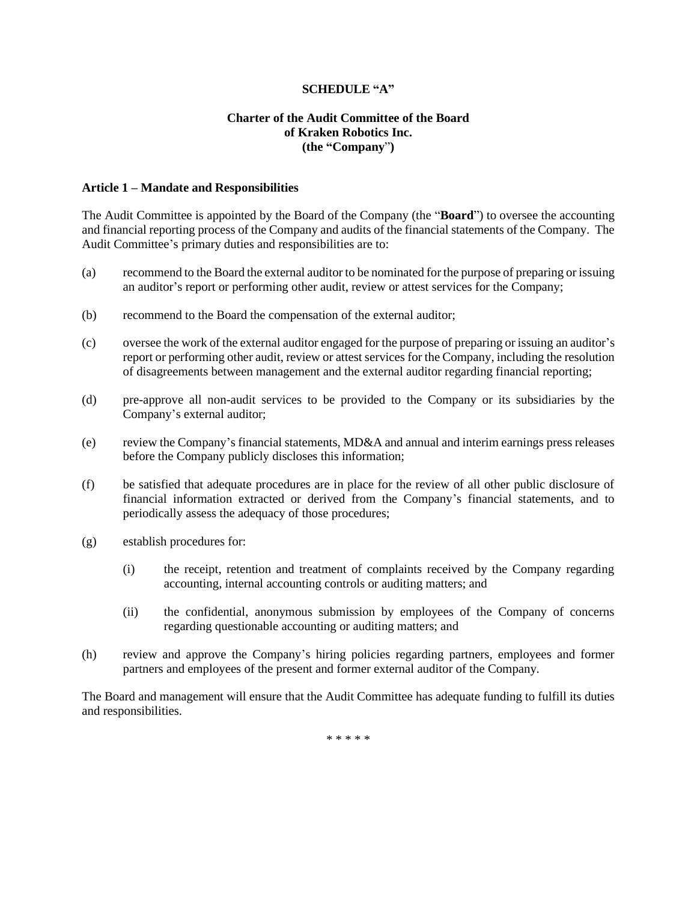**SCHEDULE "A"**

**Charter of the Audit Committee of the Board of Kraken Robotics Inc. (the "Company")**

**Article 1 – Mandate and Responsibilities**

The Audit Committee is appointed by the Board of the Company (the "**Board**") to oversee the accounting and financial reporting process of the Company and audits of the financial statements of the Company. The Audit Committee's primary duties and responsibilities are to:

(a) recommend to the Board the external auditor to be nominated for the purpose of preparing or issuing an auditor's report or performing other audit, review or attest services for the Company;

(b) recommend to the Board the compensation of the external auditor;

(c) oversee the work of the external auditor engaged for the purpose of preparing or issuing an auditor's report or performing other audit, review or attest services for the Company, including the resolution of disagreements between management and the external auditor regarding financial reporting;

(d) pre-approve all non-audit services to be provided to the Company or its subsidiaries by the Company's external auditor;

(e) review the Company's financial statements, MD&A and annual and interim earnings press releases before the Company publicly discloses this information;

(f) be satisfied that adequate procedures are in place for the review of all other public disclosure of financial information extracted or derived from the Company's financial statements, and to periodically assess the adequacy of those procedures;

(g) establish procedures for:

  (i) the receipt, retention and treatment of complaints received by the Company regarding accounting, internal accounting controls or auditing matters; and

  (ii) the confidential, anonymous submission by employees of the Company of concerns regarding questionable accounting or auditing matters; and

(h) review and approve the Company's hiring policies regarding partners, employees and former partners and employees of the present and former external auditor of the Company.

The Board and management will ensure that the Audit Committee has adequate funding to fulfill its duties and responsibilities.

* * * * *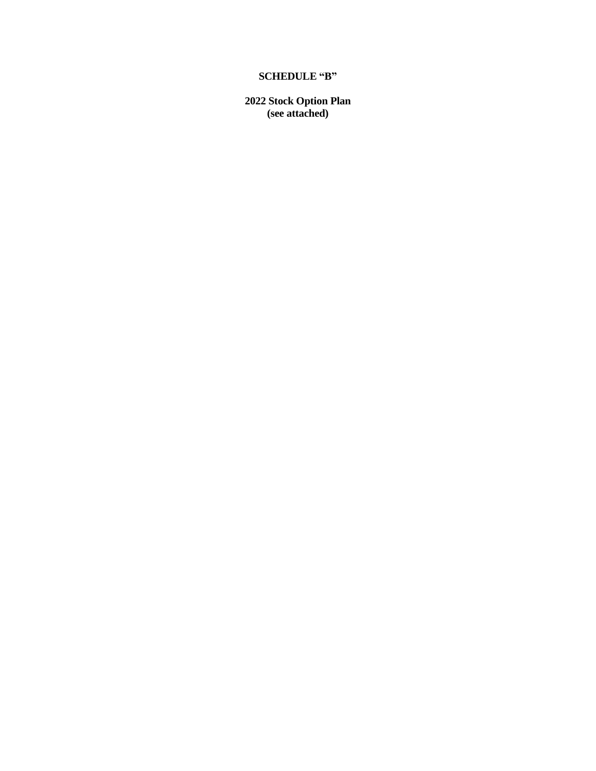**SCHEDULE "B"**

**2022 Stock Option Plan**
**(see attached)**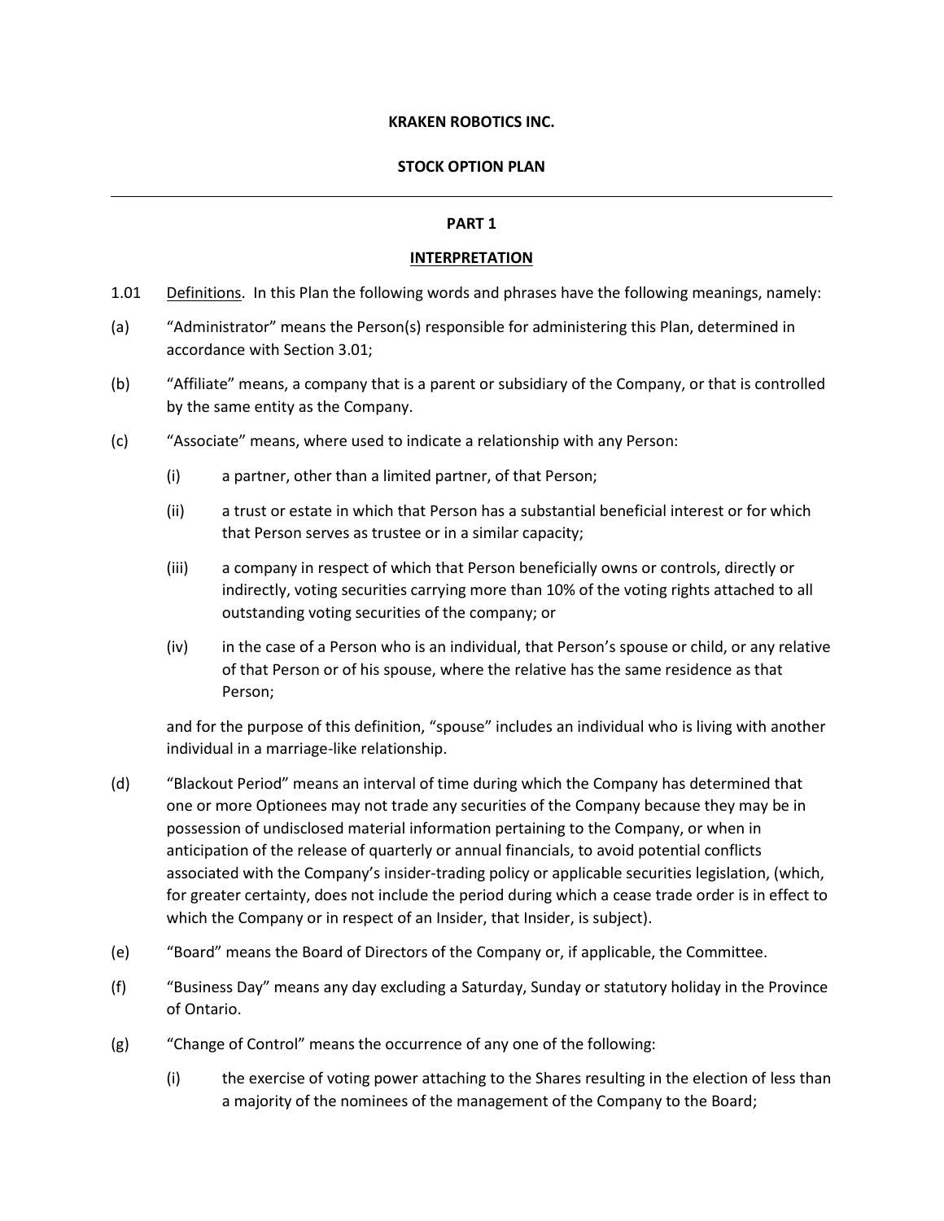**KRAKEN ROBOTICS INC.**

**STOCK OPTION PLAN**

---

**PART 1**

**INTERPRETATION**

1.01 Definitions. In this Plan the following words and phrases have the following meanings, namely:

(a) "Administrator" means the Person(s) responsible for administering this Plan, determined in accordance with Section 3.01;

(b) "Affiliate" means, a company that is a parent or subsidiary of the Company, or that is controlled by the same entity as the Company.

(c) "Associate" means, where used to indicate a relationship with any Person:

(i) a partner, other than a limited partner, of that Person;

(ii) a trust or estate in which that Person has a substantial beneficial interest or for which that Person serves as trustee or in a similar capacity;

(iii) a company in respect of which that Person beneficially owns or controls, directly or indirectly, voting securities carrying more than 10% of the voting rights attached to all outstanding voting securities of the company; or

(iv) in the case of a Person who is an individual, that Person's spouse or child, or any relative of that Person or of his spouse, where the relative has the same residence as that Person;

and for the purpose of this definition, "spouse" includes an individual who is living with another individual in a marriage-like relationship.

(d) "Blackout Period" means an interval of time during which the Company has determined that one or more Optionees may not trade any securities of the Company because they may be in possession of undisclosed material information pertaining to the Company, or when in anticipation of the release of quarterly or annual financials, to avoid potential conflicts associated with the Company's insider-trading policy or applicable securities legislation, (which, for greater certainty, does not include the period during which a cease trade order is in effect to which the Company or in respect of an Insider, that Insider, is subject).

(e) "Board" means the Board of Directors of the Company or, if applicable, the Committee.

(f) "Business Day" means any day excluding a Saturday, Sunday or statutory holiday in the Province of Ontario.

(g) "Change of Control" means the occurrence of any one of the following:

(i) the exercise of voting power attaching to the Shares resulting in the election of less than a majority of the nominees of the management of the Company to the Board;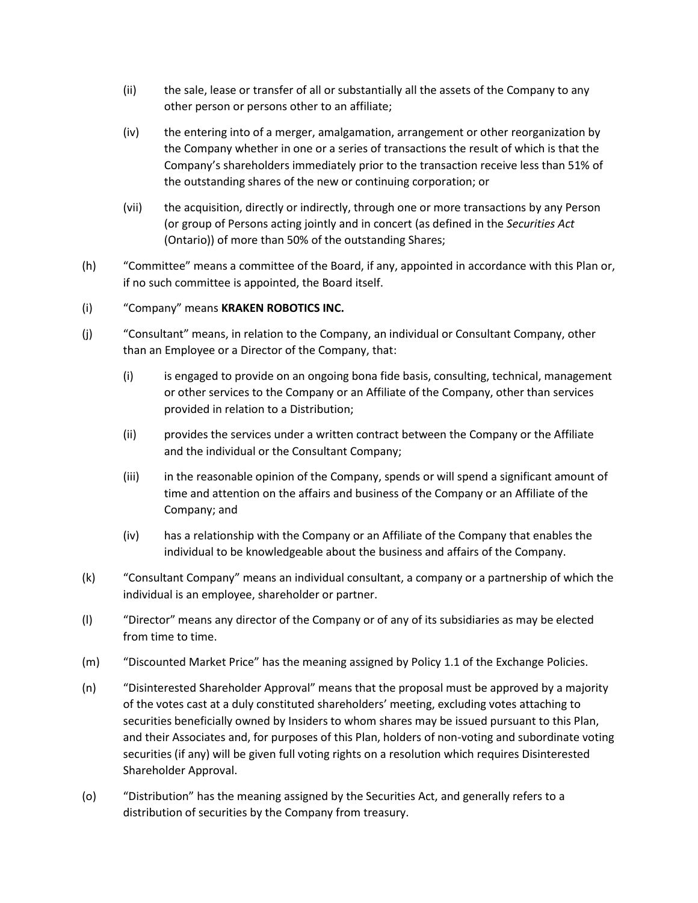(ii) the sale, lease or transfer of all or substantially all the assets of the Company to any other person or persons other to an affiliate;

(iv) the entering into of a merger, amalgamation, arrangement or other reorganization by the Company whether in one or a series of transactions the result of which is that the Company's shareholders immediately prior to the transaction receive less than 51% of the outstanding shares of the new or continuing corporation; or

(vii) the acquisition, directly or indirectly, through one or more transactions by any Person (or group of Persons acting jointly and in concert (as defined in the *Securities Act* (Ontario)) of more than 50% of the outstanding Shares;

(h) "Committee" means a committee of the Board, if any, appointed in accordance with this Plan or, if no such committee is appointed, the Board itself.

(i) "Company" means **KRAKEN ROBOTICS INC.**

(j) "Consultant" means, in relation to the Company, an individual or Consultant Company, other than an Employee or a Director of the Company, that:

(i) is engaged to provide on an ongoing bona fide basis, consulting, technical, management or other services to the Company or an Affiliate of the Company, other than services provided in relation to a Distribution;

(ii) provides the services under a written contract between the Company or the Affiliate and the individual or the Consultant Company;

(iii) in the reasonable opinion of the Company, spends or will spend a significant amount of time and attention on the affairs and business of the Company or an Affiliate of the Company; and

(iv) has a relationship with the Company or an Affiliate of the Company that enables the individual to be knowledgeable about the business and affairs of the Company.

(k) "Consultant Company" means an individual consultant, a company or a partnership of which the individual is an employee, shareholder or partner.

(l) "Director" means any director of the Company or of any of its subsidiaries as may be elected from time to time.

(m) "Discounted Market Price" has the meaning assigned by Policy 1.1 of the Exchange Policies.

(n) "Disinterested Shareholder Approval" means that the proposal must be approved by a majority of the votes cast at a duly constituted shareholders' meeting, excluding votes attaching to securities beneficially owned by Insiders to whom shares may be issued pursuant to this Plan, and their Associates and, for purposes of this Plan, holders of non-voting and subordinate voting securities (if any) will be given full voting rights on a resolution which requires Disinterested Shareholder Approval.

(o) "Distribution" has the meaning assigned by the Securities Act, and generally refers to a distribution of securities by the Company from treasury.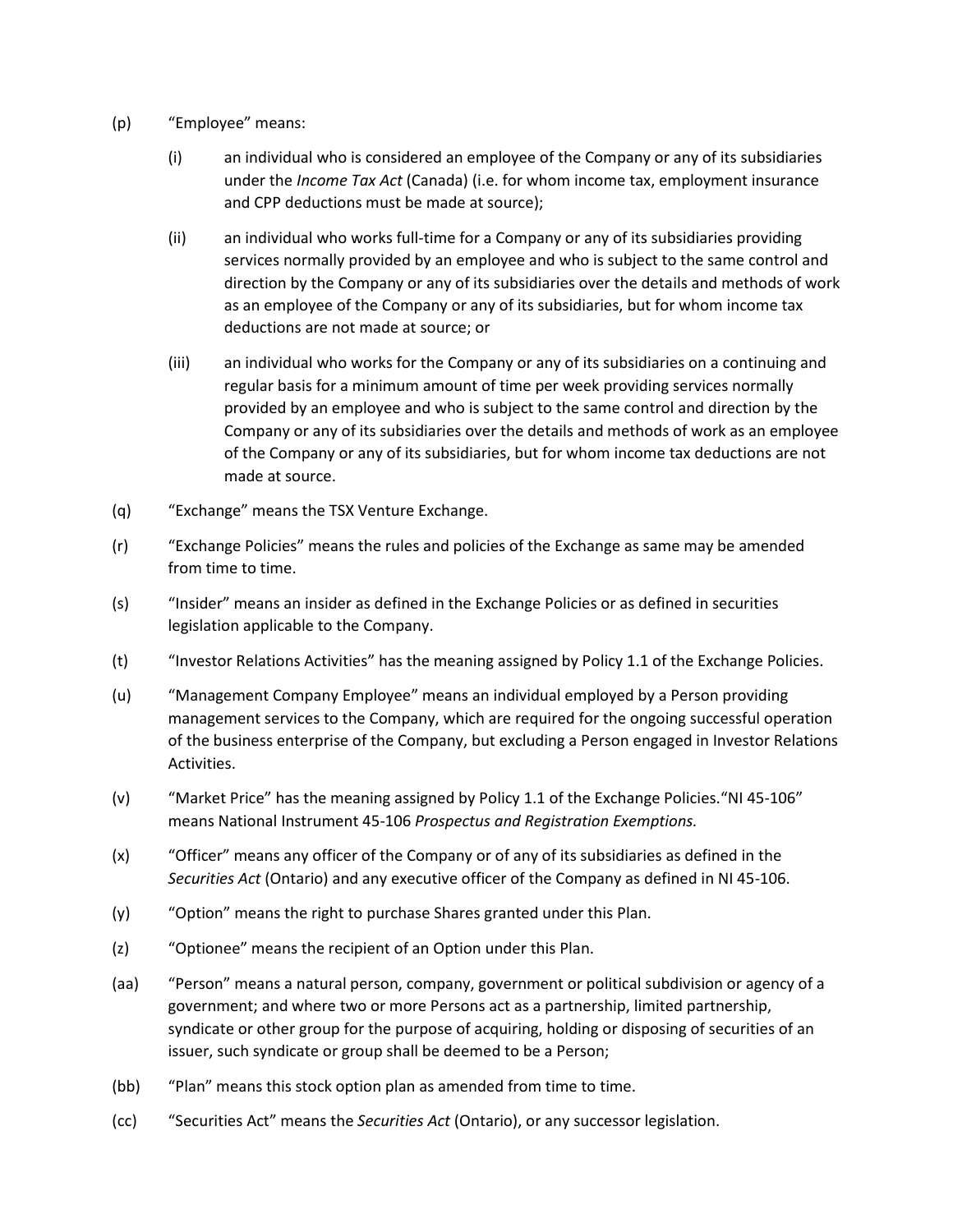(p) "Employee" means:

  (i) an individual who is considered an employee of the Company or any of its subsidiaries under the *Income Tax Act* (Canada) (i.e. for whom income tax, employment insurance and CPP deductions must be made at source);

  (ii) an individual who works full-time for a Company or any of its subsidiaries providing services normally provided by an employee and who is subject to the same control and direction by the Company or any of its subsidiaries over the details and methods of work as an employee of the Company or any of its subsidiaries, but for whom income tax deductions are not made at source; or

  (iii) an individual who works for the Company or any of its subsidiaries on a continuing and regular basis for a minimum amount of time per week providing services normally provided by an employee and who is subject to the same control and direction by the Company or any of its subsidiaries over the details and methods of work as an employee of the Company or any of its subsidiaries, but for whom income tax deductions are not made at source.

(q) "Exchange" means the TSX Venture Exchange.

(r) "Exchange Policies" means the rules and policies of the Exchange as same may be amended from time to time.

(s) "Insider" means an insider as defined in the Exchange Policies or as defined in securities legislation applicable to the Company.

(t) "Investor Relations Activities" has the meaning assigned by Policy 1.1 of the Exchange Policies.

(u) "Management Company Employee" means an individual employed by a Person providing management services to the Company, which are required for the ongoing successful operation of the business enterprise of the Company, but excluding a Person engaged in Investor Relations Activities.

(v) "Market Price" has the meaning assigned by Policy 1.1 of the Exchange Policies."NI 45-106" means National Instrument 45-106 *Prospectus and Registration Exemptions.*

(x) "Officer" means any officer of the Company or of any of its subsidiaries as defined in the *Securities Act* (Ontario) and any executive officer of the Company as defined in NI 45-106.

(y) "Option" means the right to purchase Shares granted under this Plan.

(z) "Optionee" means the recipient of an Option under this Plan.

(aa) "Person" means a natural person, company, government or political subdivision or agency of a government; and where two or more Persons act as a partnership, limited partnership, syndicate or other group for the purpose of acquiring, holding or disposing of securities of an issuer, such syndicate or group shall be deemed to be a Person;

(bb) "Plan" means this stock option plan as amended from time to time.

(cc) "Securities Act" means the *Securities Act* (Ontario), or any successor legislation.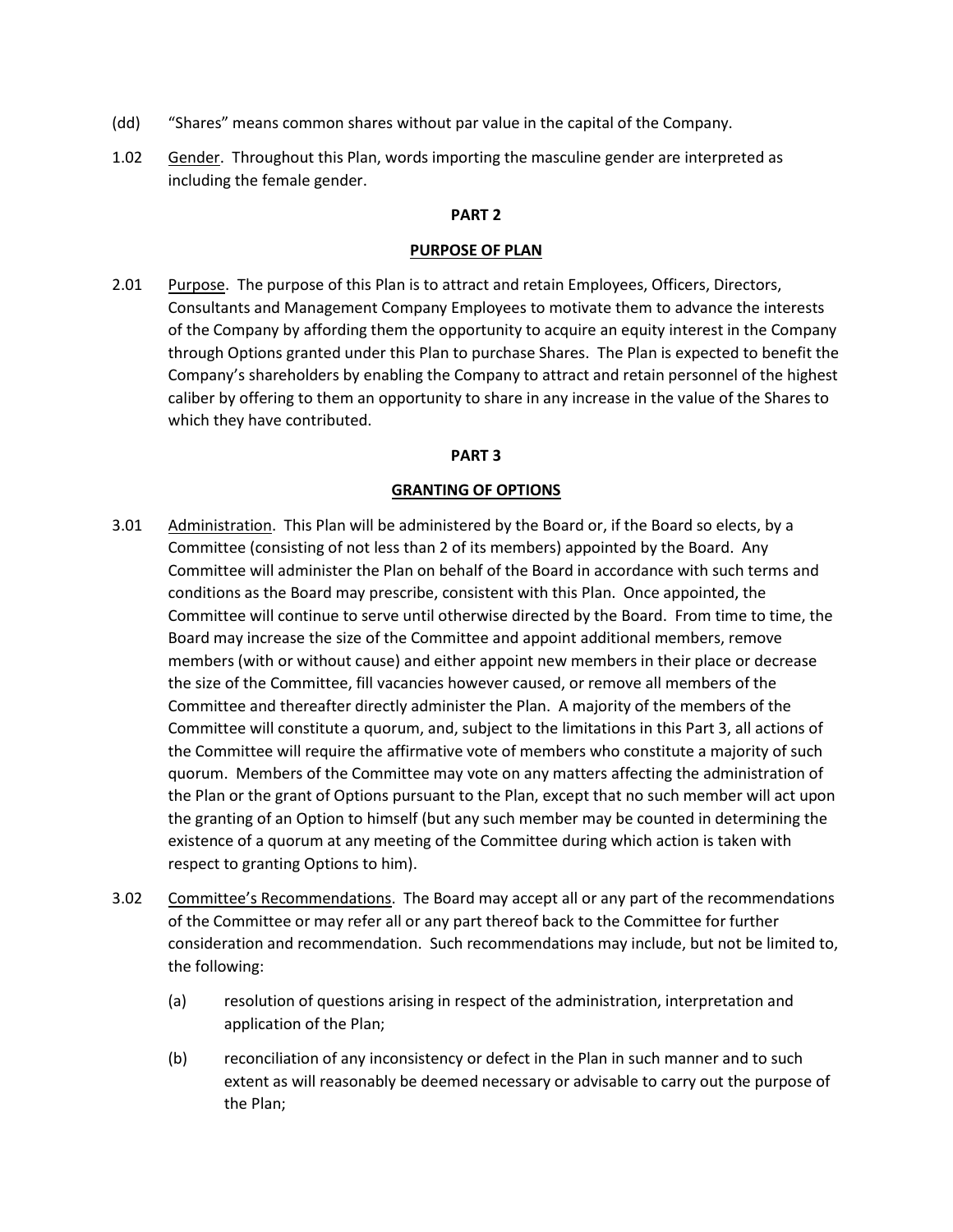(dd) "Shares" means common shares without par value in the capital of the Company.

1.02 Gender. Throughout this Plan, words importing the masculine gender are interpreted as including the female gender.

**PART 2**

**PURPOSE OF PLAN**

2.01 Purpose. The purpose of this Plan is to attract and retain Employees, Officers, Directors, Consultants and Management Company Employees to motivate them to advance the interests of the Company by affording them the opportunity to acquire an equity interest in the Company through Options granted under this Plan to purchase Shares. The Plan is expected to benefit the Company's shareholders by enabling the Company to attract and retain personnel of the highest caliber by offering to them an opportunity to share in any increase in the value of the Shares to which they have contributed.

**PART 3**

**GRANTING OF OPTIONS**

3.01 Administration. This Plan will be administered by the Board or, if the Board so elects, by a Committee (consisting of not less than 2 of its members) appointed by the Board. Any Committee will administer the Plan on behalf of the Board in accordance with such terms and conditions as the Board may prescribe, consistent with this Plan. Once appointed, the Committee will continue to serve until otherwise directed by the Board. From time to time, the Board may increase the size of the Committee and appoint additional members, remove members (with or without cause) and either appoint new members in their place or decrease the size of the Committee, fill vacancies however caused, or remove all members of the Committee and thereafter directly administer the Plan. A majority of the members of the Committee will constitute a quorum, and, subject to the limitations in this Part 3, all actions of the Committee will require the affirmative vote of members who constitute a majority of such quorum. Members of the Committee may vote on any matters affecting the administration of the Plan or the grant of Options pursuant to the Plan, except that no such member will act upon the granting of an Option to himself (but any such member may be counted in determining the existence of a quorum at any meeting of the Committee during which action is taken with respect to granting Options to him).

3.02 Committee's Recommendations. The Board may accept all or any part of the recommendations of the Committee or may refer all or any part thereof back to the Committee for further consideration and recommendation. Such recommendations may include, but not be limited to, the following:

(a) resolution of questions arising in respect of the administration, interpretation and application of the Plan;

(b) reconciliation of any inconsistency or defect in the Plan in such manner and to such extent as will reasonably be deemed necessary or advisable to carry out the purpose of the Plan;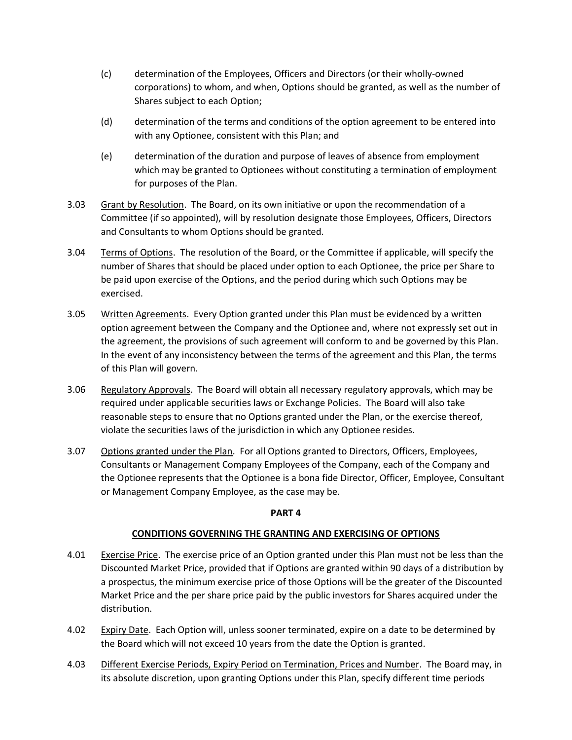(c) determination of the Employees, Officers and Directors (or their wholly-owned corporations) to whom, and when, Options should be granted, as well as the number of Shares subject to each Option;

(d) determination of the terms and conditions of the option agreement to be entered into with any Optionee, consistent with this Plan; and

(e) determination of the duration and purpose of leaves of absence from employment which may be granted to Optionees without constituting a termination of employment for purposes of the Plan.

3.03 Grant by Resolution. The Board, on its own initiative or upon the recommendation of a Committee (if so appointed), will by resolution designate those Employees, Officers, Directors and Consultants to whom Options should be granted.

3.04 Terms of Options. The resolution of the Board, or the Committee if applicable, will specify the number of Shares that should be placed under option to each Optionee, the price per Share to be paid upon exercise of the Options, and the period during which such Options may be exercised.

3.05 Written Agreements. Every Option granted under this Plan must be evidenced by a written option agreement between the Company and the Optionee and, where not expressly set out in the agreement, the provisions of such agreement will conform to and be governed by this Plan. In the event of any inconsistency between the terms of the agreement and this Plan, the terms of this Plan will govern.

3.06 Regulatory Approvals. The Board will obtain all necessary regulatory approvals, which may be required under applicable securities laws or Exchange Policies. The Board will also take reasonable steps to ensure that no Options granted under the Plan, or the exercise thereof, violate the securities laws of the jurisdiction in which any Optionee resides.

3.07 Options granted under the Plan. For all Options granted to Directors, Officers, Employees, Consultants or Management Company Employees of the Company, each of the Company and the Optionee represents that the Optionee is a bona fide Director, Officer, Employee, Consultant or Management Company Employee, as the case may be.

## PART 4

## CONDITIONS GOVERNING THE GRANTING AND EXERCISING OF OPTIONS

4.01 Exercise Price. The exercise price of an Option granted under this Plan must not be less than the Discounted Market Price, provided that if Options are granted within 90 days of a distribution by a prospectus, the minimum exercise price of those Options will be the greater of the Discounted Market Price and the per share price paid by the public investors for Shares acquired under the distribution.

4.02 Expiry Date. Each Option will, unless sooner terminated, expire on a date to be determined by the Board which will not exceed 10 years from the date the Option is granted.

4.03 Different Exercise Periods, Expiry Period on Termination, Prices and Number. The Board may, in its absolute discretion, upon granting Options under this Plan, specify different time periods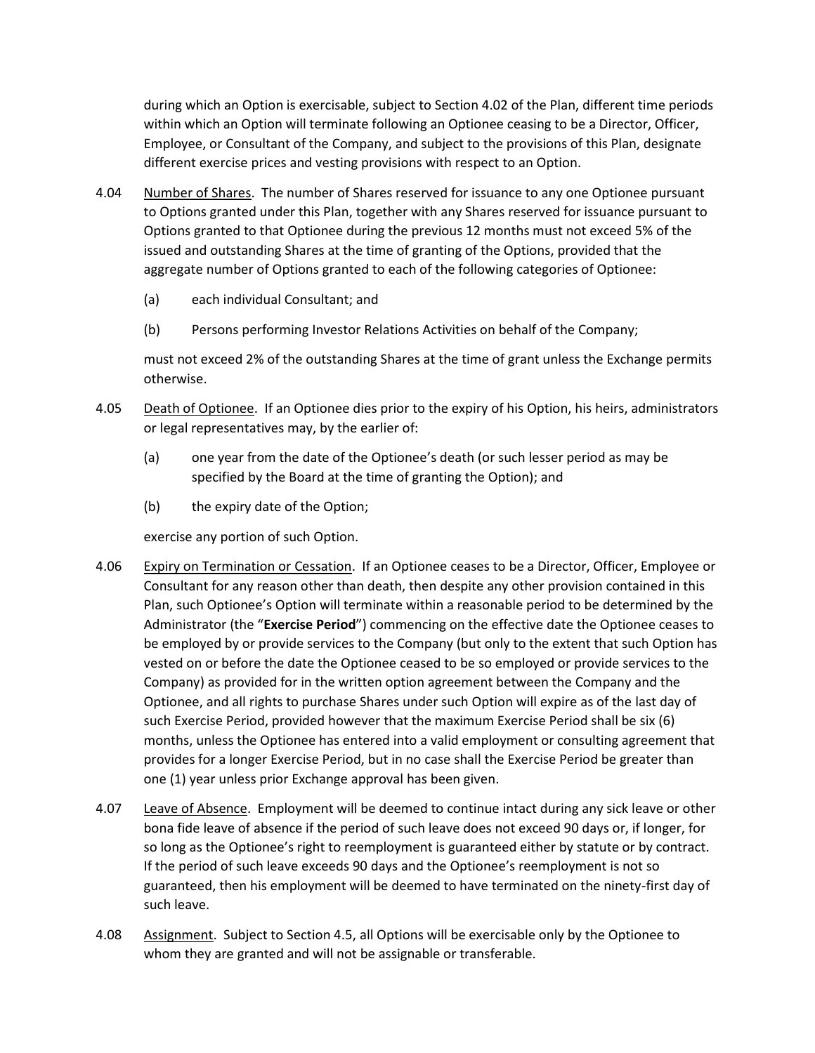during which an Option is exercisable, subject to Section 4.02 of the Plan, different time periods within which an Option will terminate following an Optionee ceasing to be a Director, Officer, Employee, or Consultant of the Company, and subject to the provisions of this Plan, designate different exercise prices and vesting provisions with respect to an Option.

4.04 Number of Shares. The number of Shares reserved for issuance to any one Optionee pursuant to Options granted under this Plan, together with any Shares reserved for issuance pursuant to Options granted to that Optionee during the previous 12 months must not exceed 5% of the issued and outstanding Shares at the time of granting of the Options, provided that the aggregate number of Options granted to each of the following categories of Optionee:

(a) each individual Consultant; and

(b) Persons performing Investor Relations Activities on behalf of the Company;

must not exceed 2% of the outstanding Shares at the time of grant unless the Exchange permits otherwise.

4.05 Death of Optionee. If an Optionee dies prior to the expiry of his Option, his heirs, administrators or legal representatives may, by the earlier of:

(a) one year from the date of the Optionee's death (or such lesser period as may be specified by the Board at the time of granting the Option); and

(b) the expiry date of the Option;

exercise any portion of such Option.

4.06 Expiry on Termination or Cessation. If an Optionee ceases to be a Director, Officer, Employee or Consultant for any reason other than death, then despite any other provision contained in this Plan, such Optionee's Option will terminate within a reasonable period to be determined by the Administrator (the "**Exercise Period**") commencing on the effective date the Optionee ceases to be employed by or provide services to the Company (but only to the extent that such Option has vested on or before the date the Optionee ceased to be so employed or provide services to the Company) as provided for in the written option agreement between the Company and the Optionee, and all rights to purchase Shares under such Option will expire as of the last day of such Exercise Period, provided however that the maximum Exercise Period shall be six (6) months, unless the Optionee has entered into a valid employment or consulting agreement that provides for a longer Exercise Period, but in no case shall the Exercise Period be greater than one (1) year unless prior Exchange approval has been given.

4.07 Leave of Absence. Employment will be deemed to continue intact during any sick leave or other bona fide leave of absence if the period of such leave does not exceed 90 days or, if longer, for so long as the Optionee's right to reemployment is guaranteed either by statute or by contract. If the period of such leave exceeds 90 days and the Optionee's reemployment is not so guaranteed, then his employment will be deemed to have terminated on the ninety-first day of such leave.

4.08 Assignment. Subject to Section 4.5, all Options will be exercisable only by the Optionee to whom they are granted and will not be assignable or transferable.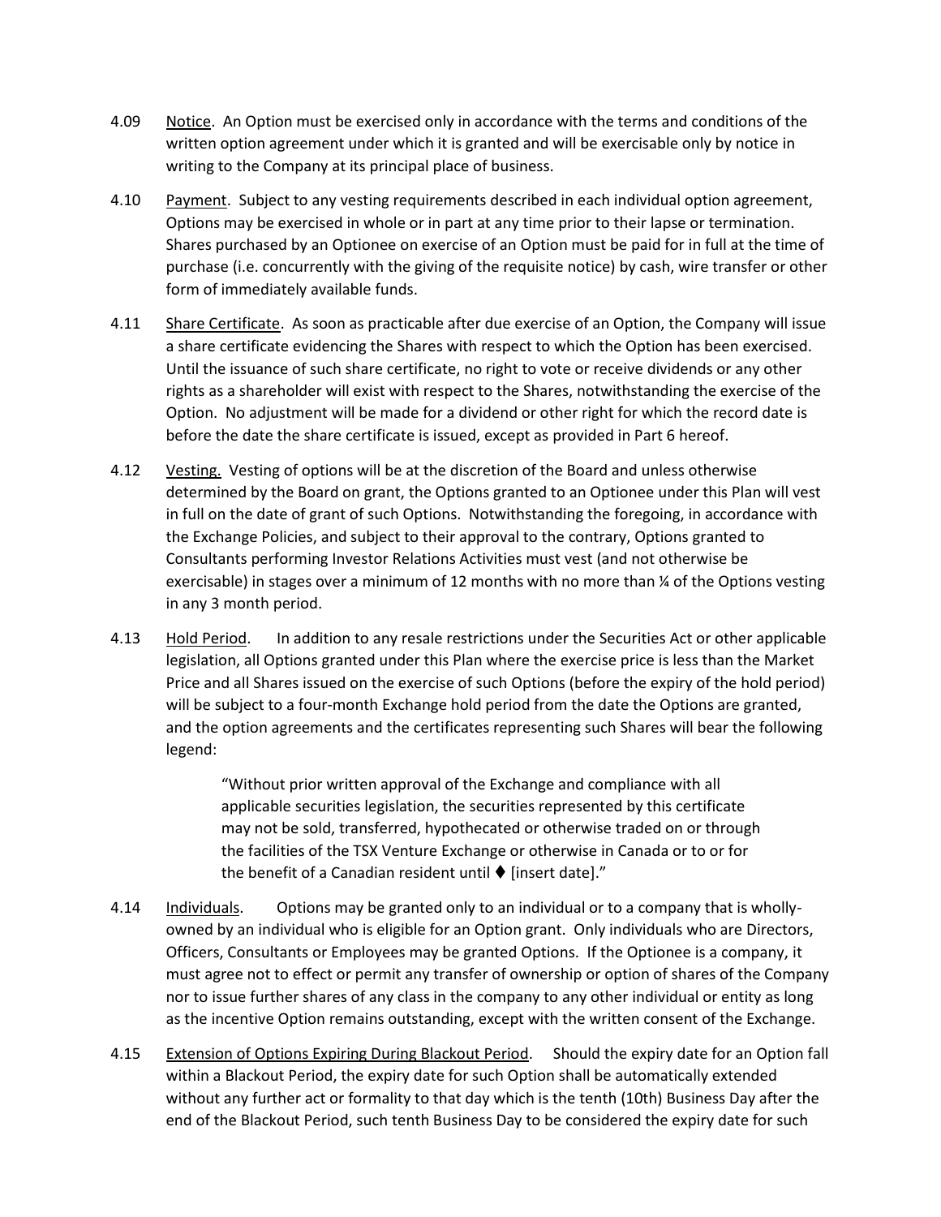4.09 Notice. An Option must be exercised only in accordance with the terms and conditions of the written option agreement under which it is granted and will be exercisable only by notice in writing to the Company at its principal place of business.

4.10 Payment. Subject to any vesting requirements described in each individual option agreement, Options may be exercised in whole or in part at any time prior to their lapse or termination. Shares purchased by an Optionee on exercise of an Option must be paid for in full at the time of purchase (i.e. concurrently with the giving of the requisite notice) by cash, wire transfer or other form of immediately available funds.

4.11 Share Certificate. As soon as practicable after due exercise of an Option, the Company will issue a share certificate evidencing the Shares with respect to which the Option has been exercised. Until the issuance of such share certificate, no right to vote or receive dividends or any other rights as a shareholder will exist with respect to the Shares, notwithstanding the exercise of the Option. No adjustment will be made for a dividend or other right for which the record date is before the date the share certificate is issued, except as provided in Part 6 hereof.

4.12 Vesting. Vesting of options will be at the discretion of the Board and unless otherwise determined by the Board on grant, the Options granted to an Optionee under this Plan will vest in full on the date of grant of such Options. Notwithstanding the foregoing, in accordance with the Exchange Policies, and subject to their approval to the contrary, Options granted to Consultants performing Investor Relations Activities must vest (and not otherwise be exercisable) in stages over a minimum of 12 months with no more than ¼ of the Options vesting in any 3 month period.

4.13 Hold Period. In addition to any resale restrictions under the Securities Act or other applicable legislation, all Options granted under this Plan where the exercise price is less than the Market Price and all Shares issued on the exercise of such Options (before the expiry of the hold period) will be subject to a four-month Exchange hold period from the date the Options are granted, and the option agreements and the certificates representing such Shares will bear the following legend:

> "Without prior written approval of the Exchange and compliance with all applicable securities legislation, the securities represented by this certificate may not be sold, transferred, hypothecated or otherwise traded on or through the facilities of the TSX Venture Exchange or otherwise in Canada or to or for the benefit of a Canadian resident until ⧫ [insert date]."

4.14 Individuals. Options may be granted only to an individual or to a company that is wholly-owned by an individual who is eligible for an Option grant. Only individuals who are Directors, Officers, Consultants or Employees may be granted Options. If the Optionee is a company, it must agree not to effect or permit any transfer of ownership or option of shares of the Company nor to issue further shares of any class in the company to any other individual or entity as long as the incentive Option remains outstanding, except with the written consent of the Exchange.

4.15 Extension of Options Expiring During Blackout Period. Should the expiry date for an Option fall within a Blackout Period, the expiry date for such Option shall be automatically extended without any further act or formality to that day which is the tenth (10th) Business Day after the end of the Blackout Period, such tenth Business Day to be considered the expiry date for such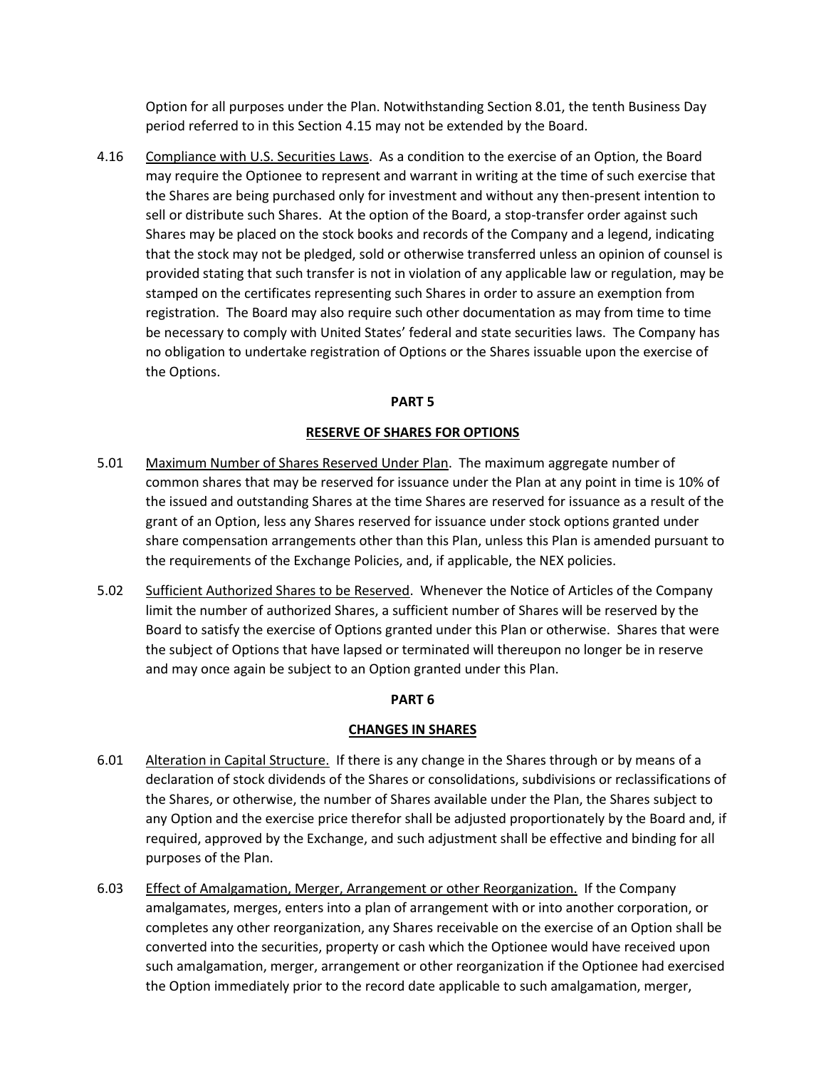Option for all purposes under the Plan. Notwithstanding Section 8.01, the tenth Business Day period referred to in this Section 4.15 may not be extended by the Board.

4.16 Compliance with U.S. Securities Laws. As a condition to the exercise of an Option, the Board may require the Optionee to represent and warrant in writing at the time of such exercise that the Shares are being purchased only for investment and without any then-present intention to sell or distribute such Shares. At the option of the Board, a stop-transfer order against such Shares may be placed on the stock books and records of the Company and a legend, indicating that the stock may not be pledged, sold or otherwise transferred unless an opinion of counsel is provided stating that such transfer is not in violation of any applicable law or regulation, may be stamped on the certificates representing such Shares in order to assure an exemption from registration. The Board may also require such other documentation as may from time to time be necessary to comply with United States' federal and state securities laws. The Company has no obligation to undertake registration of Options or the Shares issuable upon the exercise of the Options.

## PART 5

## RESERVE OF SHARES FOR OPTIONS

5.01 Maximum Number of Shares Reserved Under Plan. The maximum aggregate number of common shares that may be reserved for issuance under the Plan at any point in time is 10% of the issued and outstanding Shares at the time Shares are reserved for issuance as a result of the grant of an Option, less any Shares reserved for issuance under stock options granted under share compensation arrangements other than this Plan, unless this Plan is amended pursuant to the requirements of the Exchange Policies, and, if applicable, the NEX policies.

5.02 Sufficient Authorized Shares to be Reserved. Whenever the Notice of Articles of the Company limit the number of authorized Shares, a sufficient number of Shares will be reserved by the Board to satisfy the exercise of Options granted under this Plan or otherwise. Shares that were the subject of Options that have lapsed or terminated will thereupon no longer be in reserve and may once again be subject to an Option granted under this Plan.

## PART 6

## CHANGES IN SHARES

6.01 Alteration in Capital Structure. If there is any change in the Shares through or by means of a declaration of stock dividends of the Shares or consolidations, subdivisions or reclassifications of the Shares, or otherwise, the number of Shares available under the Plan, the Shares subject to any Option and the exercise price therefor shall be adjusted proportionately by the Board and, if required, approved by the Exchange, and such adjustment shall be effective and binding for all purposes of the Plan.

6.03 Effect of Amalgamation, Merger, Arrangement or other Reorganization. If the Company amalgamates, merges, enters into a plan of arrangement with or into another corporation, or completes any other reorganization, any Shares receivable on the exercise of an Option shall be converted into the securities, property or cash which the Optionee would have received upon such amalgamation, merger, arrangement or other reorganization if the Optionee had exercised the Option immediately prior to the record date applicable to such amalgamation, merger,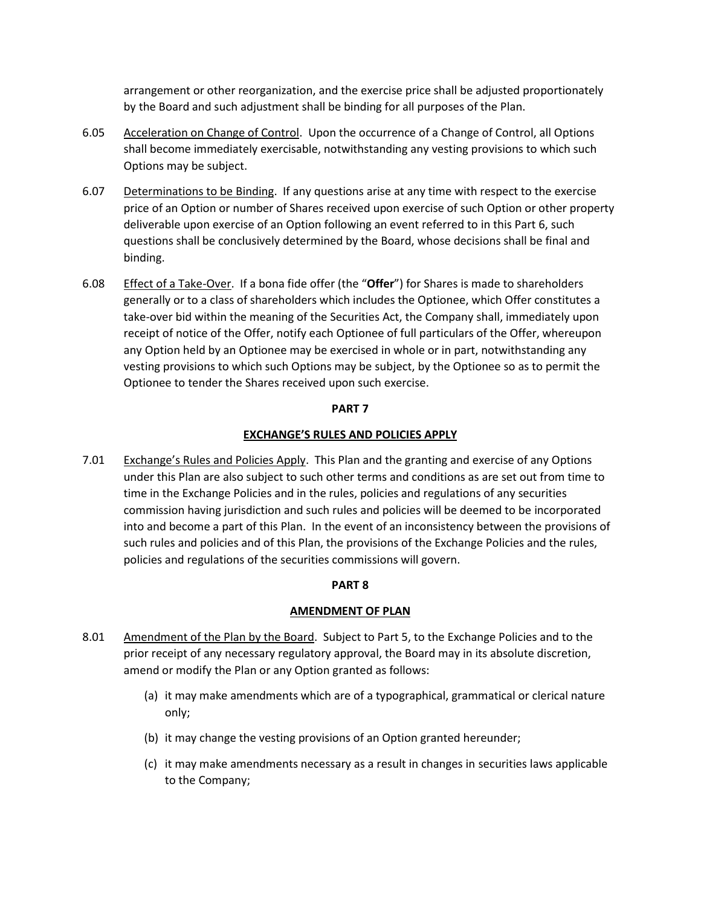arrangement or other reorganization, and the exercise price shall be adjusted proportionately by the Board and such adjustment shall be binding for all purposes of the Plan.

6.05 Acceleration on Change of Control. Upon the occurrence of a Change of Control, all Options shall become immediately exercisable, notwithstanding any vesting provisions to which such Options may be subject.

6.07 Determinations to be Binding. If any questions arise at any time with respect to the exercise price of an Option or number of Shares received upon exercise of such Option or other property deliverable upon exercise of an Option following an event referred to in this Part 6, such questions shall be conclusively determined by the Board, whose decisions shall be final and binding.

6.08 Effect of a Take-Over. If a bona fide offer (the "**Offer**") for Shares is made to shareholders generally or to a class of shareholders which includes the Optionee, which Offer constitutes a take-over bid within the meaning of the Securities Act, the Company shall, immediately upon receipt of notice of the Offer, notify each Optionee of full particulars of the Offer, whereupon any Option held by an Optionee may be exercised in whole or in part, notwithstanding any vesting provisions to which such Options may be subject, by the Optionee so as to permit the Optionee to tender the Shares received upon such exercise.

## PART 7

## EXCHANGE'S RULES AND POLICIES APPLY

7.01 Exchange's Rules and Policies Apply. This Plan and the granting and exercise of any Options under this Plan are also subject to such other terms and conditions as are set out from time to time in the Exchange Policies and in the rules, policies and regulations of any securities commission having jurisdiction and such rules and policies will be deemed to be incorporated into and become a part of this Plan. In the event of an inconsistency between the provisions of such rules and policies and of this Plan, the provisions of the Exchange Policies and the rules, policies and regulations of the securities commissions will govern.

## PART 8

## AMENDMENT OF PLAN

8.01 Amendment of the Plan by the Board. Subject to Part 5, to the Exchange Policies and to the prior receipt of any necessary regulatory approval, the Board may in its absolute discretion, amend or modify the Plan or any Option granted as follows:

(a) it may make amendments which are of a typographical, grammatical or clerical nature only;

(b) it may change the vesting provisions of an Option granted hereunder;

(c) it may make amendments necessary as a result in changes in securities laws applicable to the Company;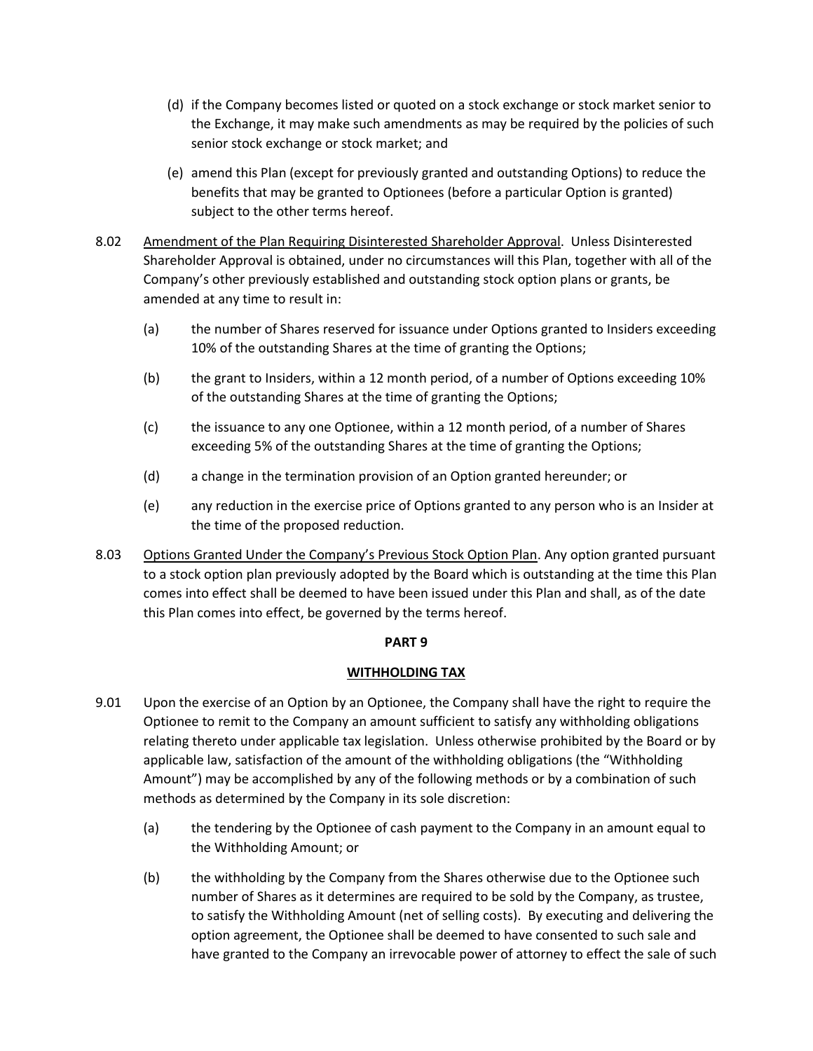(d) if the Company becomes listed or quoted on a stock exchange or stock market senior to the Exchange, it may make such amendments as may be required by the policies of such senior stock exchange or stock market; and

(e) amend this Plan (except for previously granted and outstanding Options) to reduce the benefits that may be granted to Optionees (before a particular Option is granted) subject to the other terms hereof.

8.02 Amendment of the Plan Requiring Disinterested Shareholder Approval. Unless Disinterested Shareholder Approval is obtained, under no circumstances will this Plan, together with all of the Company's other previously established and outstanding stock option plans or grants, be amended at any time to result in:

(a) the number of Shares reserved for issuance under Options granted to Insiders exceeding 10% of the outstanding Shares at the time of granting the Options;

(b) the grant to Insiders, within a 12 month period, of a number of Options exceeding 10% of the outstanding Shares at the time of granting the Options;

(c) the issuance to any one Optionee, within a 12 month period, of a number of Shares exceeding 5% of the outstanding Shares at the time of granting the Options;

(d) a change in the termination provision of an Option granted hereunder; or

(e) any reduction in the exercise price of Options granted to any person who is an Insider at the time of the proposed reduction.

8.03 Options Granted Under the Company's Previous Stock Option Plan. Any option granted pursuant to a stock option plan previously adopted by the Board which is outstanding at the time this Plan comes into effect shall be deemed to have been issued under this Plan and shall, as of the date this Plan comes into effect, be governed by the terms hereof.

**PART 9**

**WITHHOLDING TAX**

9.01 Upon the exercise of an Option by an Optionee, the Company shall have the right to require the Optionee to remit to the Company an amount sufficient to satisfy any withholding obligations relating thereto under applicable tax legislation. Unless otherwise prohibited by the Board or by applicable law, satisfaction of the amount of the withholding obligations (the "Withholding Amount") may be accomplished by any of the following methods or by a combination of such methods as determined by the Company in its sole discretion:

(a) the tendering by the Optionee of cash payment to the Company in an amount equal to the Withholding Amount; or

(b) the withholding by the Company from the Shares otherwise due to the Optionee such number of Shares as it determines are required to be sold by the Company, as trustee, to satisfy the Withholding Amount (net of selling costs). By executing and delivering the option agreement, the Optionee shall be deemed to have consented to such sale and have granted to the Company an irrevocable power of attorney to effect the sale of such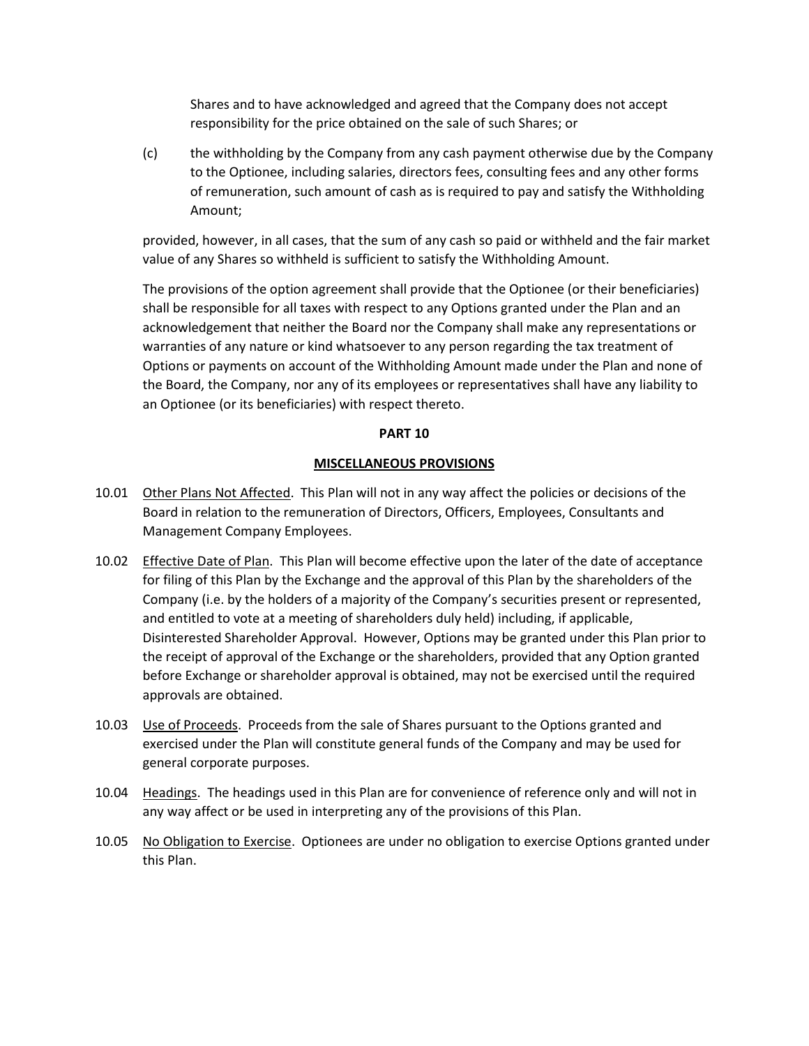Shares and to have acknowledged and agreed that the Company does not accept responsibility for the price obtained on the sale of such Shares; or

(c) the withholding by the Company from any cash payment otherwise due by the Company to the Optionee, including salaries, directors fees, consulting fees and any other forms of remuneration, such amount of cash as is required to pay and satisfy the Withholding Amount;

provided, however, in all cases, that the sum of any cash so paid or withheld and the fair market value of any Shares so withheld is sufficient to satisfy the Withholding Amount.

The provisions of the option agreement shall provide that the Optionee (or their beneficiaries) shall be responsible for all taxes with respect to any Options granted under the Plan and an acknowledgement that neither the Board nor the Company shall make any representations or warranties of any nature or kind whatsoever to any person regarding the tax treatment of Options or payments on account of the Withholding Amount made under the Plan and none of the Board, the Company, nor any of its employees or representatives shall have any liability to an Optionee (or its beneficiaries) with respect thereto.

## PART 10

## MISCELLANEOUS PROVISIONS

10.01 Other Plans Not Affected. This Plan will not in any way affect the policies or decisions of the Board in relation to the remuneration of Directors, Officers, Employees, Consultants and Management Company Employees.

10.02 Effective Date of Plan. This Plan will become effective upon the later of the date of acceptance for filing of this Plan by the Exchange and the approval of this Plan by the shareholders of the Company (i.e. by the holders of a majority of the Company's securities present or represented, and entitled to vote at a meeting of shareholders duly held) including, if applicable, Disinterested Shareholder Approval. However, Options may be granted under this Plan prior to the receipt of approval of the Exchange or the shareholders, provided that any Option granted before Exchange or shareholder approval is obtained, may not be exercised until the required approvals are obtained.

10.03 Use of Proceeds. Proceeds from the sale of Shares pursuant to the Options granted and exercised under the Plan will constitute general funds of the Company and may be used for general corporate purposes.

10.04 Headings. The headings used in this Plan are for convenience of reference only and will not in any way affect or be used in interpreting any of the provisions of this Plan.

10.05 No Obligation to Exercise. Optionees are under no obligation to exercise Options granted under this Plan.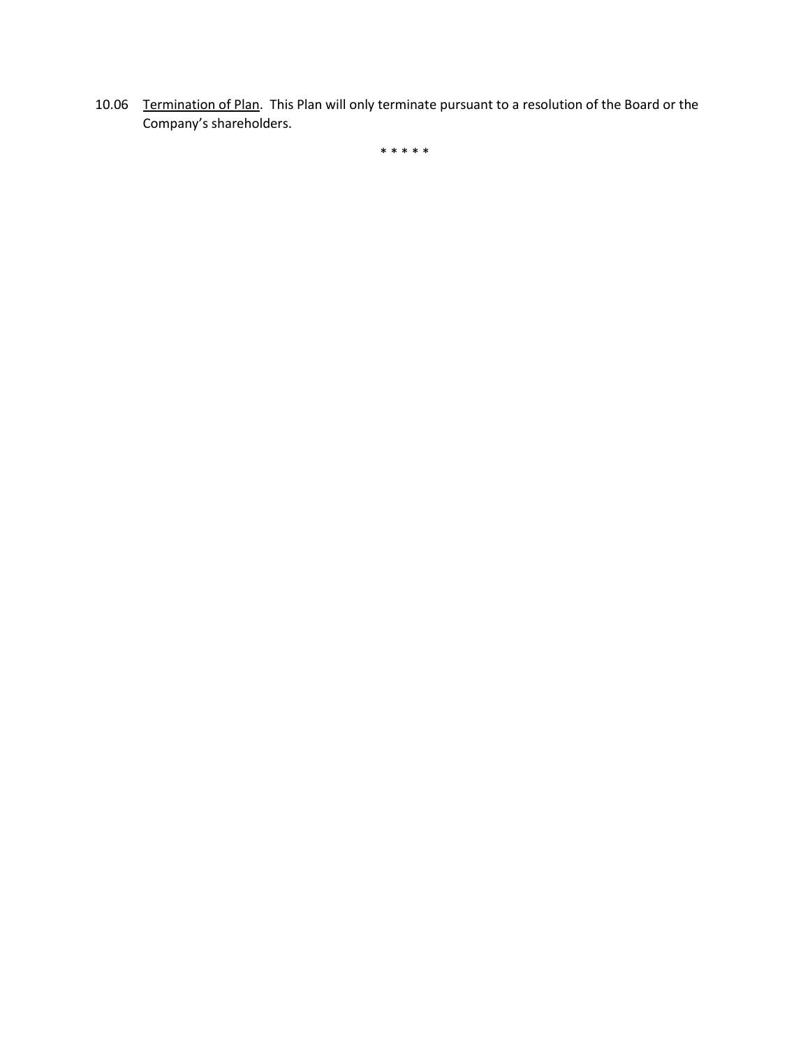10.06 <u>Termination of Plan</u>. This Plan will only terminate pursuant to a resolution of the Board or the Company's shareholders.

* * * * *